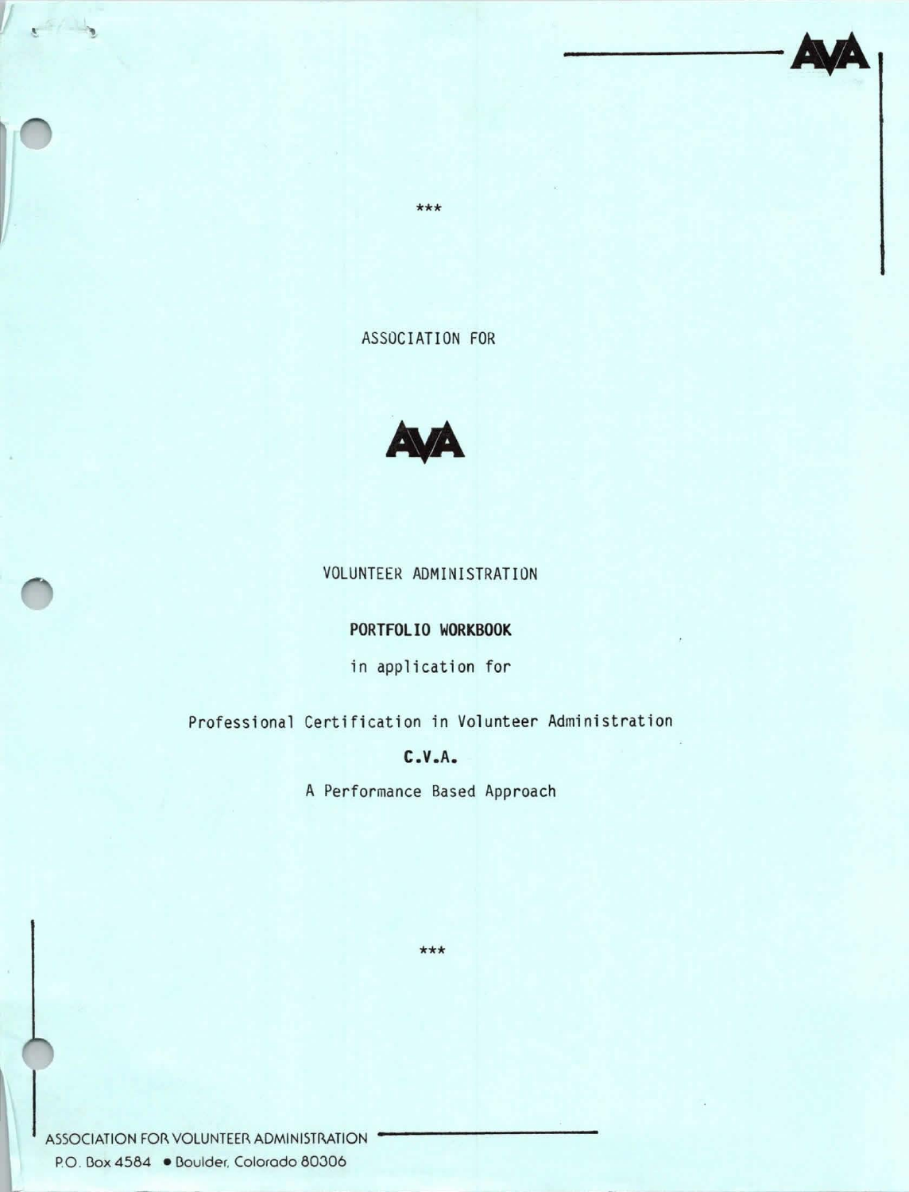AVA

\*\*\*

ASSOCIATION FOR

AVA

VOLUNTEER ADMINISTRATION

# PORTFOLIO WORKBOOK

in application for

Professional Certification in Volunteer Administration

**C.V.A.**

A Performance Based Approach

\*\*\*

ASSOCIATION FOR VOLUNTEER ADMINISTRATION
P.O. Box 4584 • Boulder, Colorado 80306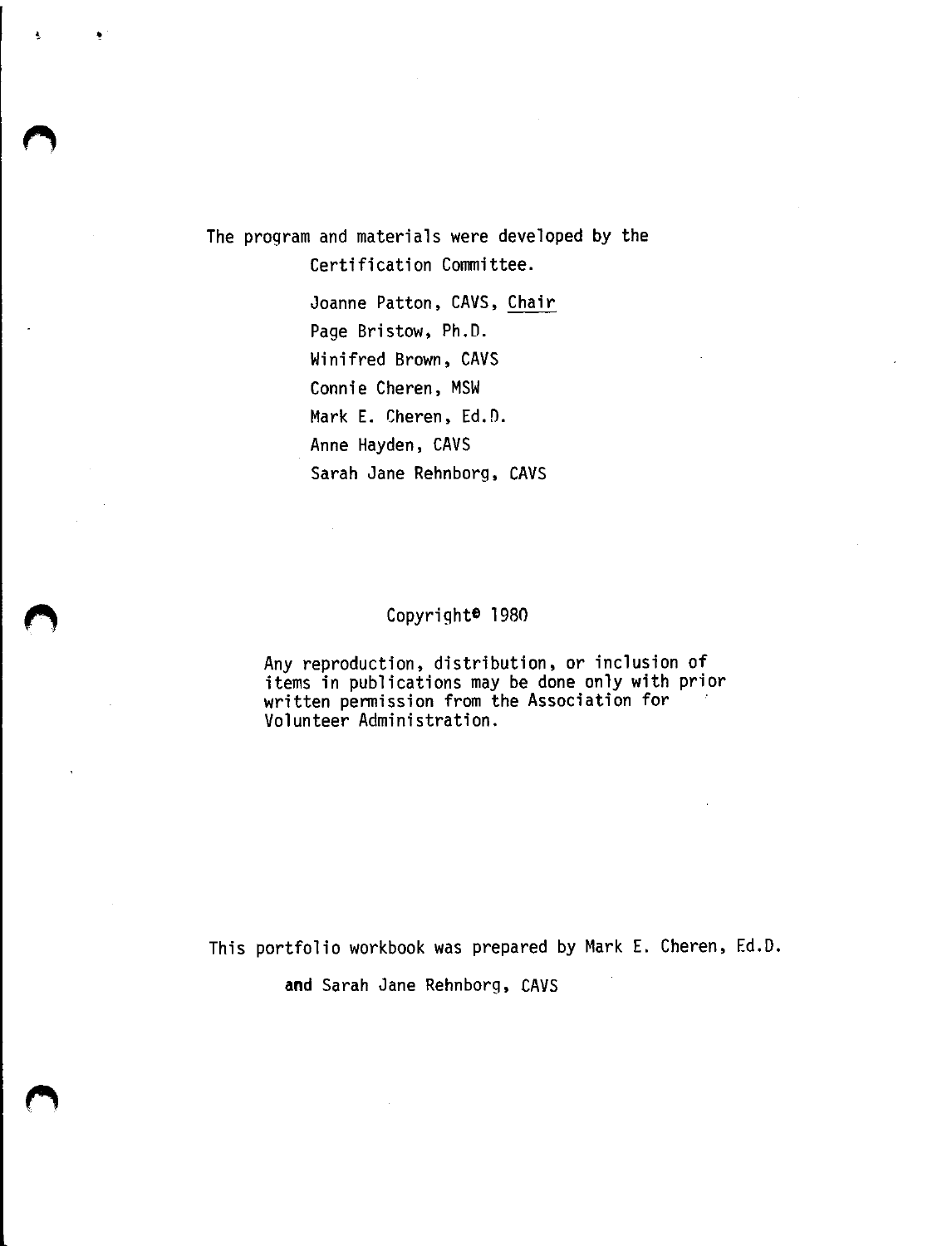The program and materials were developed by the Certification Committee.

Joanne Patton, CAVS, Chair
Page Bristow, Ph.D.
Winifred Brown, CAVS
Connie Cheren, MSW
Mark E. Cheren, Ed.D.
Anne Hayden, CAVS
Sarah Jane Rehnborg, CAVS

Copyright© 1980

Any reproduction, distribution, or inclusion of items in publications may be done only with prior written permission from the Association for Volunteer Administration.

This portfolio workbook was prepared by Mark E. Cheren, Ed.D. and Sarah Jane Rehnborg, CAVS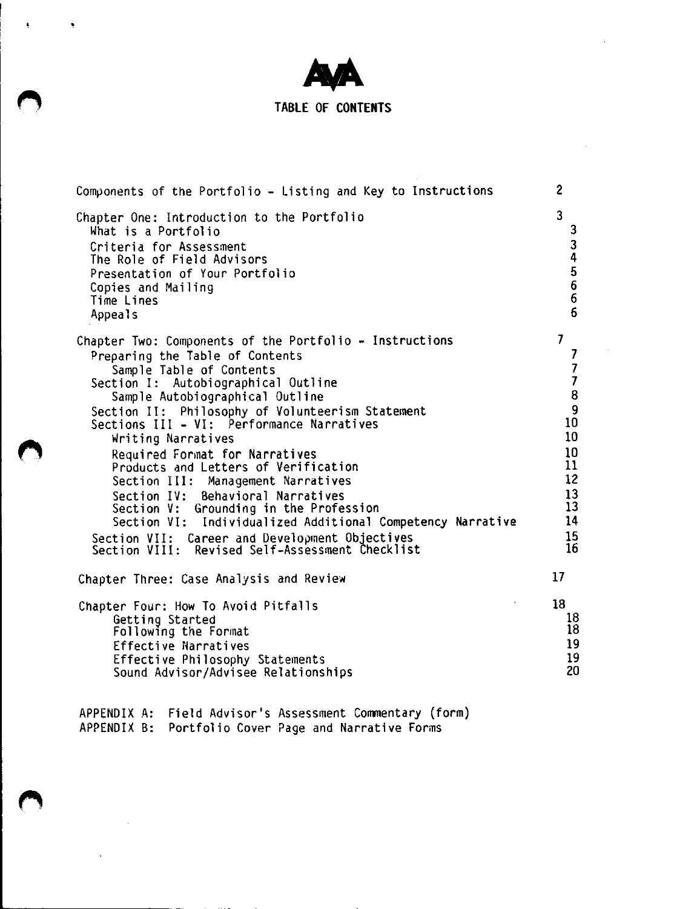AVA

# TABLE OF CONTENTS

| | |
|---|---|
| Components of the Portfolio - Listing and Key to Instructions | 2 |
| Chapter One: Introduction to the Portfolio | 3 |
| What is a Portfolio | 3 |
| Criteria for Assessment | 3 |
| The Role of Field Advisors | 4 |
| Presentation of Your Portfolio | 5 |
| Copies and Mailing | 6 |
| Time Lines | 6 |
| Appeals | 6 |
| Chapter Two: Components of the Portfolio - Instructions | 7 |
| Preparing the Table of Contents | 7 |
| Sample Table of Contents | 7 |
| Section I: Autobiographical Outline | 7 |
| Sample Autobiographical Outline | 8 |
| Section II: Philosophy of Volunteerism Statement | 9 |
| Sections III - VI: Performance Narratives | 10 |
| Writing Narratives | 10 |
| Required Format for Narratives | 10 |
| Products and Letters of Verification | 11 |
| Section III: Management Narratives | 12 |
| Section IV: Behavioral Narratives | 13 |
| Section V: Grounding in the Profession | 13 |
| Section VI: Individualized Additional Competency Narrative | 14 |
| Section VII: Career and Development Objectives | 15 |
| Section VIII: Revised Self-Assessment Checklist | 16 |
| Chapter Three: Case Analysis and Review | 17 |
| Chapter Four: How To Avoid Pitfalls | 18 |
| Getting Started | 18 |
| Following the Format | 18 |
| Effective Narratives | 19 |
| Effective Philosophy Statements | 19 |
| Sound Advisor/Advisee Relationships | 20 |

APPENDIX A: Field Advisor's Assessment Commentary (form)
APPENDIX B: Portfolio Cover Page and Narrative Forms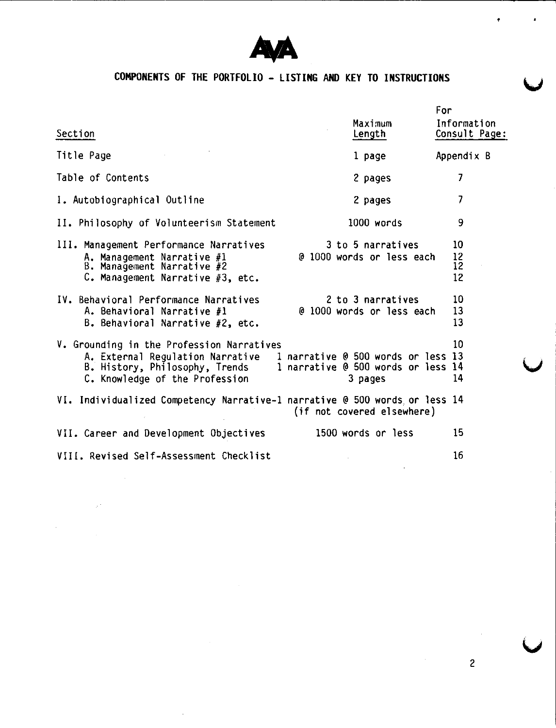AVA

# COMPONENTS OF THE PORTFOLIO - LISTING AND KEY TO INSTRUCTIONS

| Section | Maximum Length | For Information Consult Page: |
|---|---|---|
| Title Page | 1 page | Appendix B |
| Table of Contents | 2 pages | 7 |
| I. Autobiographical Outline | 2 pages | 7 |
| II. Philosophy of Volunteerism Statement | 1000 words | 9 |
| III. Management Performance Narratives | 3 to 5 narratives | 10 |
| A. Management Narrative #1 | @ 1000 words or less each | 12 |
| B. Management Narrative #2 | | 12 |
| C. Management Narrative #3, etc. | | 12 |
| IV. Behavioral Performance Narratives | 2 to 3 narratives | 10 |
| A. Behavioral Narrative #1 | @ 1000 words or less each | 13 |
| B. Behavioral Narrative #2, etc. | | 13 |
| V. Grounding in the Profession Narratives | | 10 |
| A. External Regulation Narrative | 1 narrative @ 500 words or less | 13 |
| B. History, Philosophy, Trends | 1 narrative @ 500 words or less | 14 |
| C. Knowledge of the Profession | 3 pages | 14 |
| VI. Individualized Competency Narrative | 1 narrative @ 500 words or less (if not covered elsewhere) | 14 |
| VII. Career and Development Objectives | 1500 words or less | 15 |
| VIII. Revised Self-Assessment Checklist | | 16 |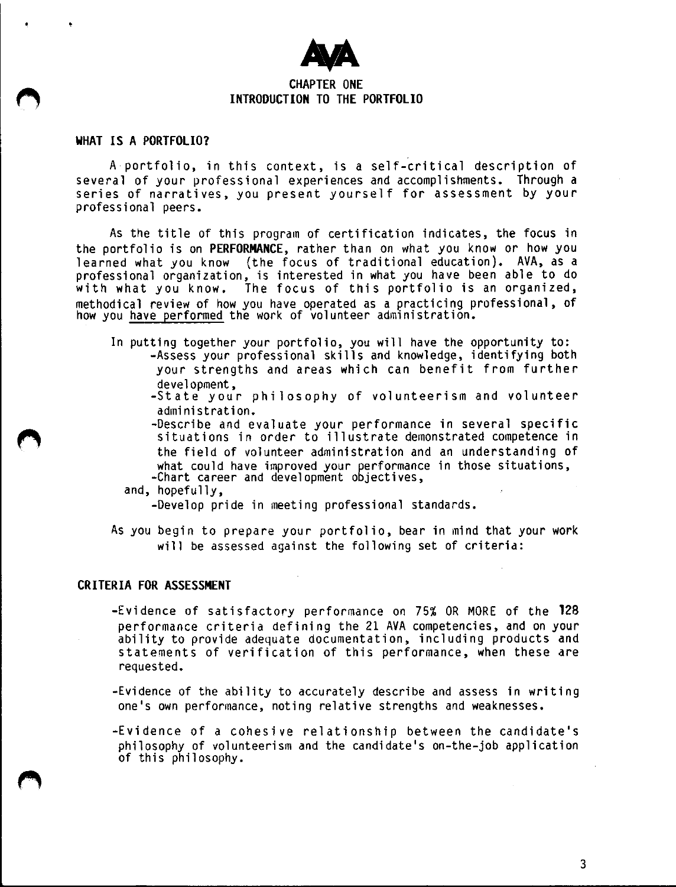AVA

# CHAPTER ONE
# INTRODUCTION TO THE PORTFOLIO

## WHAT IS A PORTFOLIO?

A portfolio, in this context, is a self-critical description of several of your professional experiences and accomplishments. Through a series of narratives, you present yourself for assessment by your professional peers.

As the title of this program of certification indicates, the focus in the portfolio is on **PERFORMANCE**, rather than on what you know or how you learned what you know (the focus of traditional education). AVA, as a professional organization, is interested in what you have been able to do with what you know. The focus of this portfolio is an organized, methodical review of how you have operated as a practicing professional, of how you have performed the work of volunteer administration.

In putting together your portfolio, you will have the opportunity to:

- Assess your professional skills and knowledge, identifying both your strengths and areas which can benefit from further development,
- State your philosophy of volunteerism and volunteer administration.
- Describe and evaluate your performance in several specific situations in order to illustrate demonstrated competence in the field of volunteer administration and an understanding of what could have improved your performance in those situations,
- Chart career and development objectives,

and, hopefully,

- Develop pride in meeting professional standards.

As you begin to prepare your portfolio, bear in mind that your work will be assessed against the following set of criteria:

## CRITERIA FOR ASSESSMENT

- Evidence of satisfactory performance on 75% OR MORE of the **128** performance criteria defining the 21 AVA competencies, and on your ability to provide adequate documentation, including products and statements of verification of this performance, when these are requested.
- Evidence of the ability to accurately describe and assess in writing one's own performance, noting relative strengths and weaknesses.
- Evidence of a cohesive relationship between the candidate's philosophy of volunteerism and the candidate's on-the-job application of this philosophy.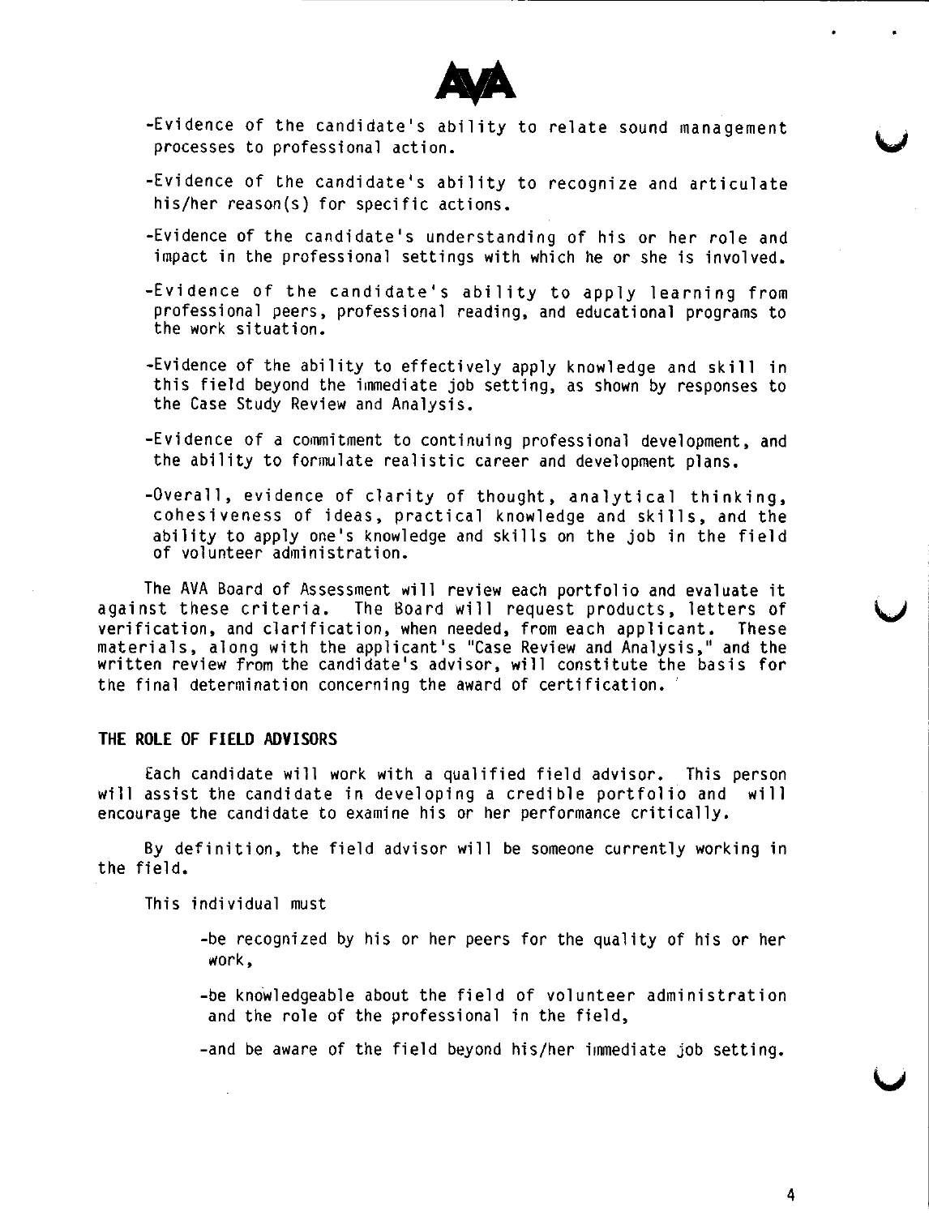- -Evidence of the candidate's ability to relate sound management processes to professional action.
- -Evidence of the candidate's ability to recognize and articulate his/her reason(s) for specific actions.
- -Evidence of the candidate's understanding of his or her role and impact in the professional settings with which he or she is involved.
- -Evidence of the candidate's ability to apply learning from professional peers, professional reading, and educational programs to the work situation.
- -Evidence of the ability to effectively apply knowledge and skill in this field beyond the immediate job setting, as shown by responses to the Case Study Review and Analysis.
- -Evidence of a commitment to continuing professional development, and the ability to formulate realistic career and development plans.
- -Overall, evidence of clarity of thought, analytical thinking, cohesiveness of ideas, practical knowledge and skills, and the ability to apply one's knowledge and skills on the job in the field of volunteer administration.

The AVA Board of Assessment will review each portfolio and evaluate it against these criteria. The Board will request products, letters of verification, and clarification, when needed, from each applicant. These materials, along with the applicant's "Case Review and Analysis," and the written review from the candidate's advisor, will constitute the basis for the final determination concerning the award of certification.

## THE ROLE OF FIELD ADVISORS

Each candidate will work with a qualified field advisor. This person will assist the candidate in developing a credible portfolio and will encourage the candidate to examine his or her performance critically.

By definition, the field advisor will be someone currently working in the field.

This individual must

- -be recognized by his or her peers for the quality of his or her work,
- -be knowledgeable about the field of volunteer administration and the role of the professional in the field,
- -and be aware of the field beyond his/her immediate job setting.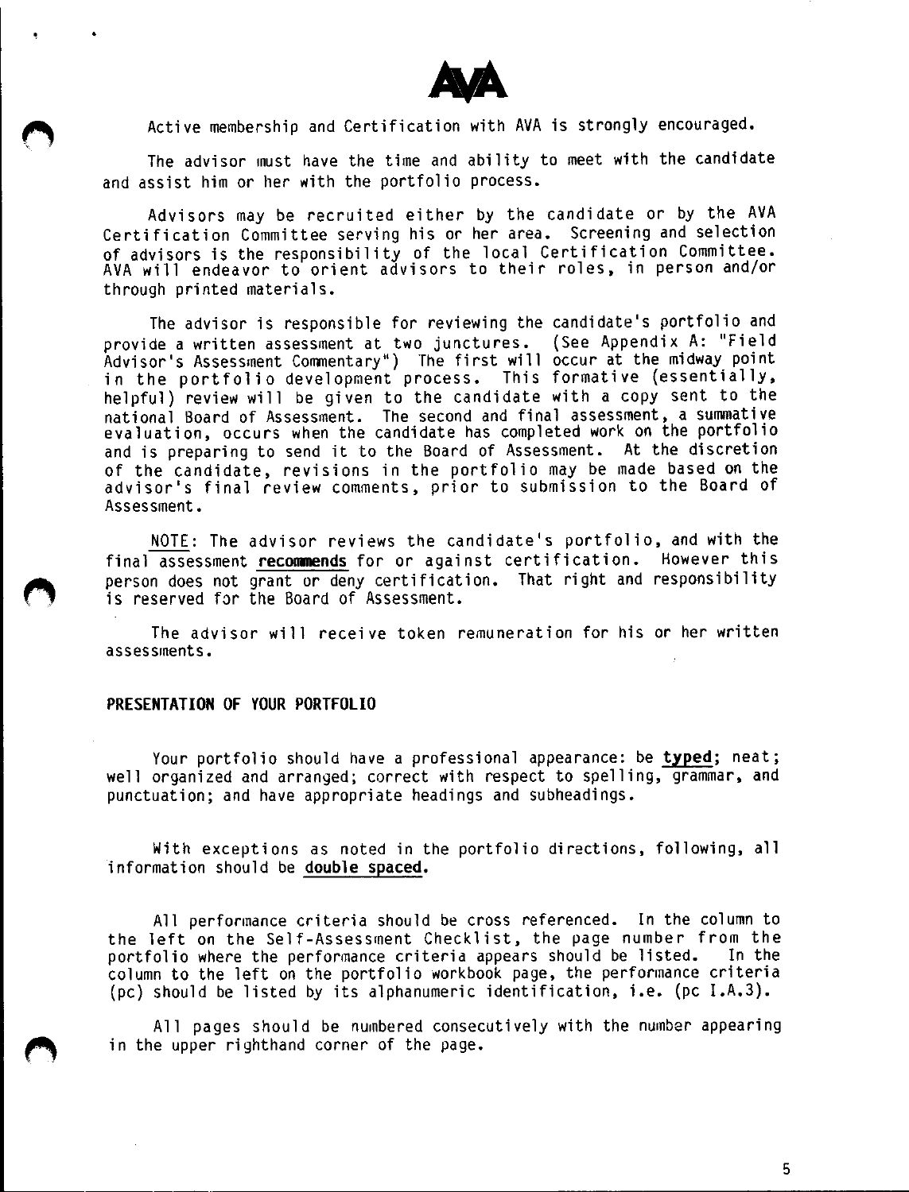Active membership and Certification with AVA is strongly encouraged.

The advisor must have the time and ability to meet with the candidate and assist him or her with the portfolio process.

Advisors may be recruited either by the candidate or by the AVA Certification Committee serving his or her area. Screening and selection of advisors is the responsibility of the local Certification Committee. AVA will endeavor to orient advisors to their roles, in person and/or through printed materials.

The advisor is responsible for reviewing the candidate's portfolio and provide a written assessment at two junctures. (See Appendix A: "Field Advisor's Assessment Commentary") The first will occur at the midway point in the portfolio development process. This formative (essentially, helpful) review will be given to the candidate with a copy sent to the national Board of Assessment. The second and final assessment, a summative evaluation, occurs when the candidate has completed work on the portfolio and is preparing to send it to the Board of Assessment. At the discretion of the candidate, revisions in the portfolio may be made based on the advisor's final review comments, prior to submission to the Board of Assessment.

NOTE: The advisor reviews the candidate's portfolio, and with the final assessment **recommends** for or against certification. However this person does not grant or deny certification. That right and responsibility is reserved for the Board of Assessment.

The advisor will receive token remuneration for his or her written assessments.

## PRESENTATION OF YOUR PORTFOLIO

Your portfolio should have a professional appearance: be **typed**; neat; well organized and arranged; correct with respect to spelling, grammar, and punctuation; and have appropriate headings and subheadings.

With exceptions as noted in the portfolio directions, following, all information should be **double spaced.**

All performance criteria should be cross referenced. In the column to the left on the Self-Assessment Checklist, the page number from the portfolio where the performance criteria appears should be listed. In the column to the left on the portfolio workbook page, the performance criteria (pc) should be listed by its alphanumeric identification, i.e. (pc I.A.3).

All pages should be numbered consecutively with the number appearing in the upper righthand corner of the page.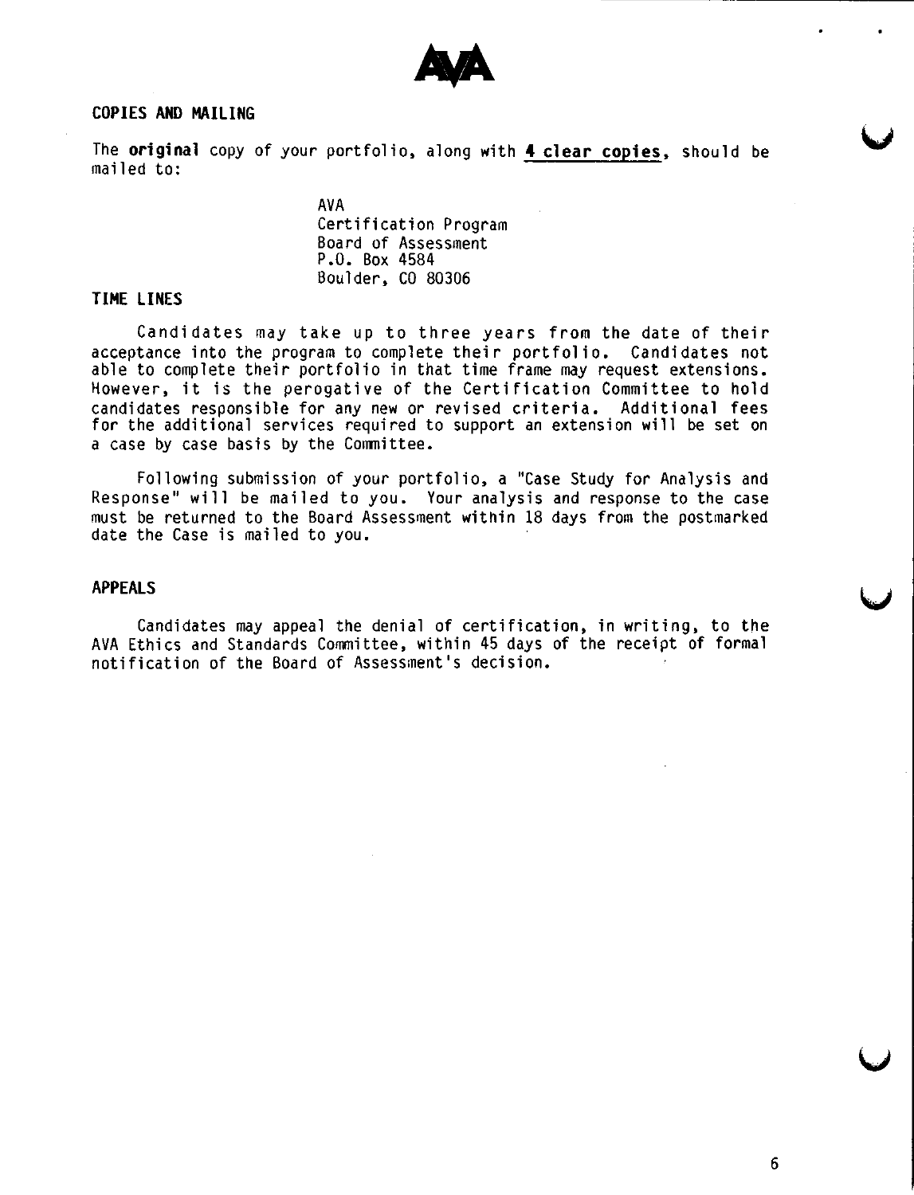AVA

## COPIES AND MAILING

The **original** copy of your portfolio, along with **4 clear copies**, should be mailed to:

> AVA
> Certification Program
> Board of Assessment
> P.O. Box 4584
> Boulder, CO 80306

## TIME LINES

Candidates may take up to three years from the date of their acceptance into the program to complete their portfolio. Candidates not able to complete their portfolio in that time frame may request extensions. However, it is the perogative of the Certification Committee to hold candidates responsible for any new or revised criteria. Additional fees for the additional services required to support an extension will be set on a case by case basis by the Committee.

Following submission of your portfolio, a "Case Study for Analysis and Response" will be mailed to you. Your analysis and response to the case must be returned to the Board Assessment within 18 days from the postmarked date the Case is mailed to you.

## APPEALS

Candidates may appeal the denial of certification, in writing, to the AVA Ethics and Standards Committee, within 45 days of the receipt of formal notification of the Board of Assessment's decision.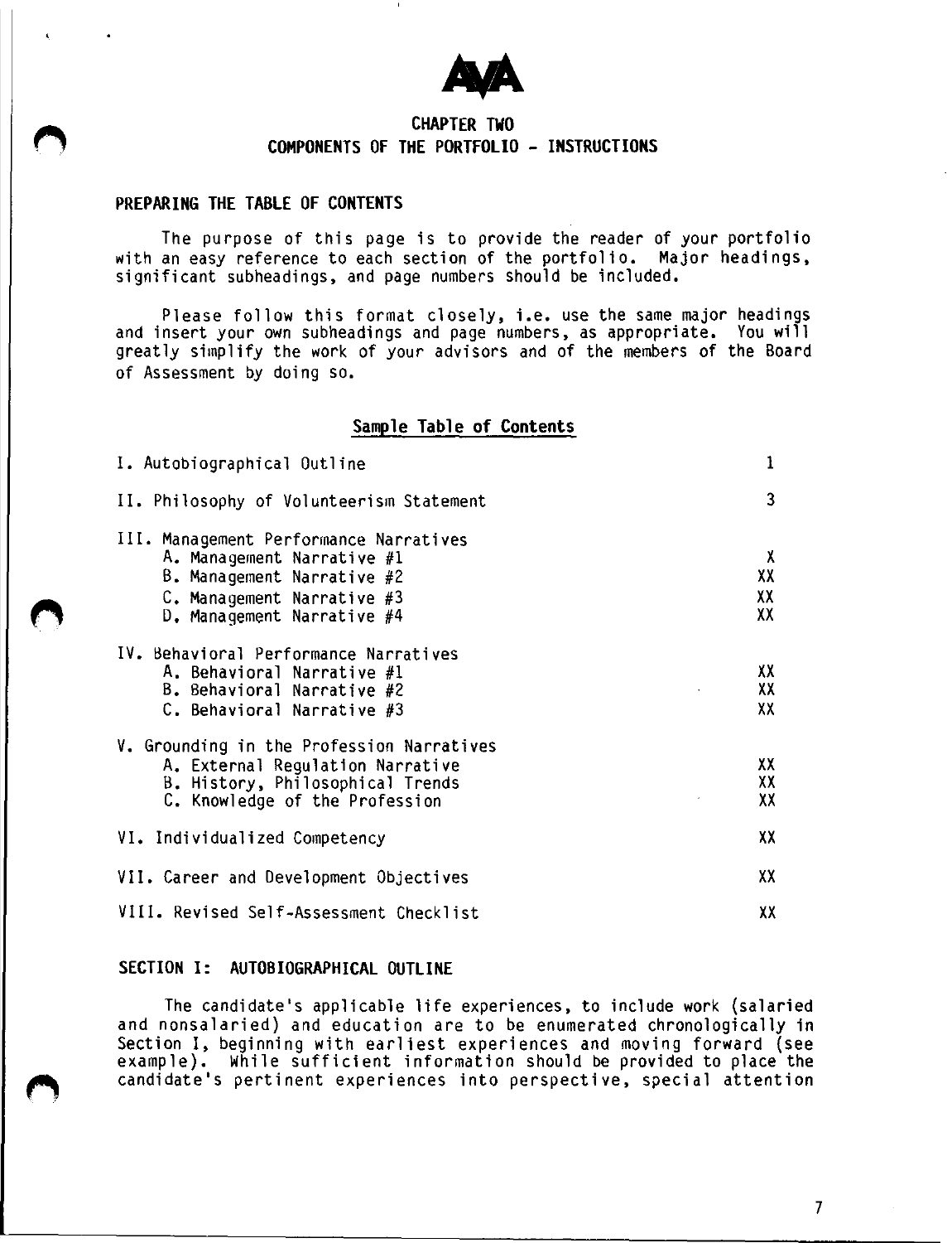AVA

# CHAPTER TWO
## COMPONENTS OF THE PORTFOLIO - INSTRUCTIONS

### PREPARING THE TABLE OF CONTENTS

The purpose of this page is to provide the reader of your portfolio with an easy reference to each section of the portfolio. Major headings, significant subheadings, and page numbers should be included.

Please follow this format closely, i.e. use the same major headings and insert your own subheadings and page numbers, as appropriate. You will greatly simplify the work of your advisors and of the members of the Board of Assessment by doing so.

**Sample Table of Contents**

| | |
|---|---|
| I. Autobiographical Outline | 1 |
| II. Philosophy of Volunteerism Statement | 3 |
| III. Management Performance Narratives | |
| A. Management Narrative #1 | X |
| B. Management Narrative #2 | XX |
| C. Management Narrative #3 | XX |
| D. Management Narrative #4 | XX |
| IV. Behavioral Performance Narratives | |
| A. Behavioral Narrative #1 | XX |
| B. Behavioral Narrative #2 | XX |
| C. Behavioral Narrative #3 | XX |
| V. Grounding in the Profession Narratives | |
| A. External Regulation Narrative | XX |
| B. History, Philosophical Trends | XX |
| C. Knowledge of the Profession | XX |
| VI. Individualized Competency | XX |
| VII. Career and Development Objectives | XX |
| VIII. Revised Self-Assessment Checklist | XX |

### SECTION I: AUTOBIOGRAPHICAL OUTLINE

The candidate's applicable life experiences, to include work (salaried and nonsalaried) and education are to be enumerated chronologically in Section I, beginning with earliest experiences and moving forward (see example). While sufficient information should be provided to place the candidate's pertinent experiences into perspective, special attention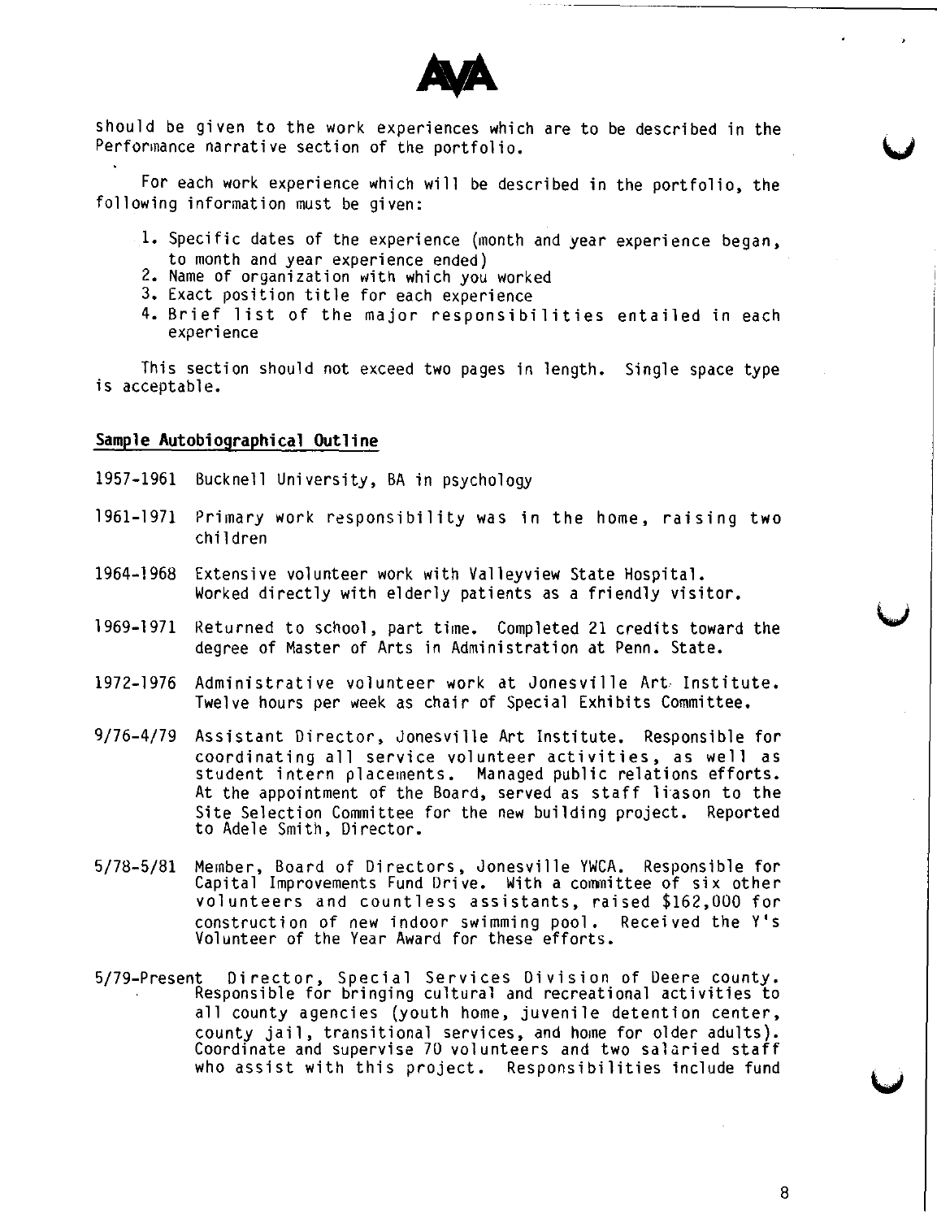should be given to the work experiences which are to be described in the Performance narrative section of the portfolio.

For each work experience which will be described in the portfolio, the following information must be given:

1. Specific dates of the experience (month and year experience began, to month and year experience ended)
2. Name of organization with which you worked
3. Exact position title for each experience
4. Brief list of the major responsibilities entailed in each experience

This section should not exceed two pages in length. Single space type is acceptable.

## Sample Autobiographical Outline

1957-1961 Bucknell University, BA in psychology

1961-1971 Primary work responsibility was in the home, raising two children

1964-1968 Extensive volunteer work with Valleyview State Hospital. Worked directly with elderly patients as a friendly visitor.

1969-1971 Returned to school, part time. Completed 21 credits toward the degree of Master of Arts in Administration at Penn. State.

1972-1976 Administrative volunteer work at Jonesville Art Institute. Twelve hours per week as chair of Special Exhibits Committee.

9/76-4/79 Assistant Director, Jonesville Art Institute. Responsible for coordinating all service volunteer activities, as well as student intern placements. Managed public relations efforts. At the appointment of the Board, served as staff liason to the Site Selection Committee for the new building project. Reported to Adele Smith, Director.

5/78-5/81 Member, Board of Directors, Jonesville YWCA. Responsible for Capital Improvements Fund Drive. With a committee of six other volunteers and countless assistants, raised $162,000 for construction of new indoor swimming pool. Received the Y's Volunteer of the Year Award for these efforts.

5/79-Present Director, Special Services Division of Deere county. Responsible for bringing cultural and recreational activities to all county agencies (youth home, juvenile detention center, county jail, transitional services, and home for older adults). Coordinate and supervise 70 volunteers and two salaried staff who assist with this project. Responsibilities include fund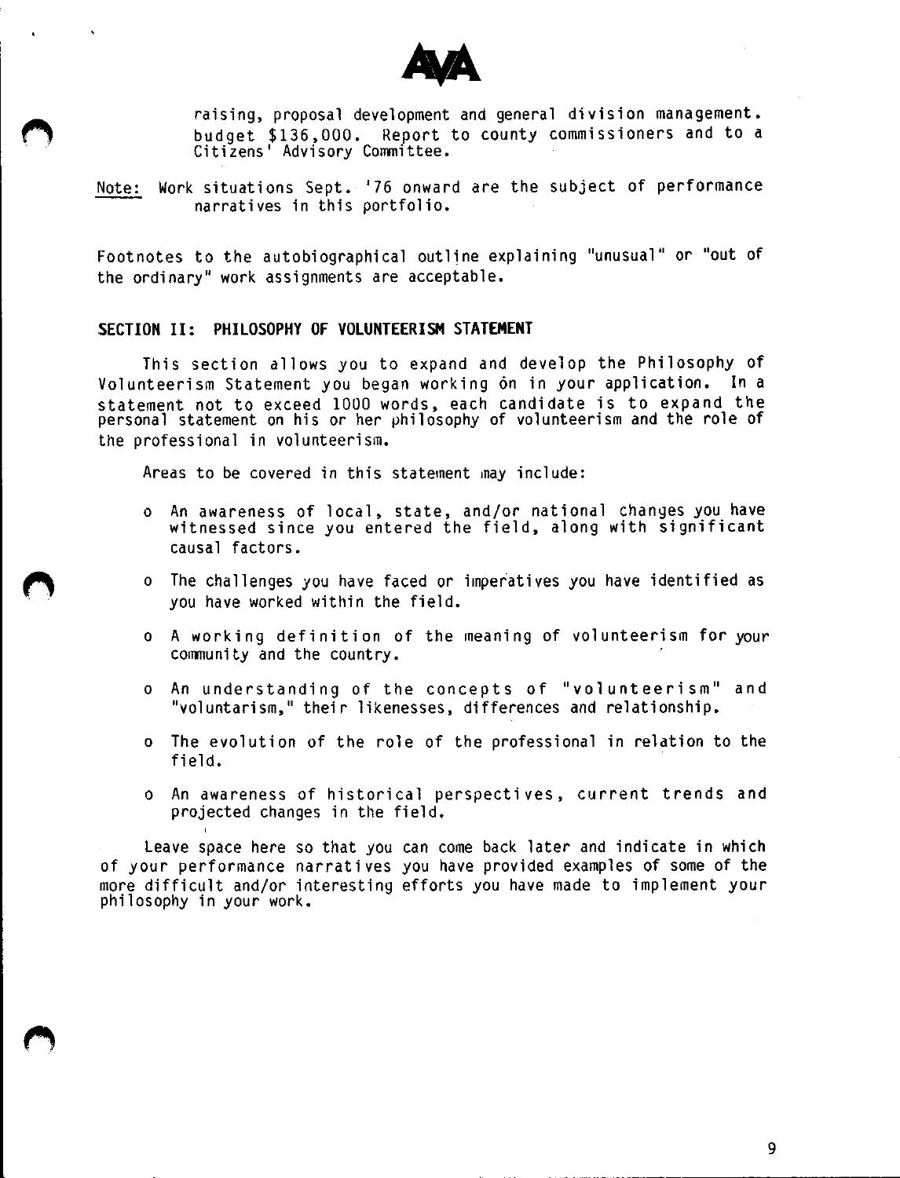raising, proposal development and general division management. budget $136,000. Report to county commissioners and to a Citizens' Advisory Committee.

Note: Work situations Sept. '76 onward are the subject of performance narratives in this portfolio.

Footnotes to the autobiographical outline explaining "unusual" or "out of the ordinary" work assignments are acceptable.

## SECTION II: PHILOSOPHY OF VOLUNTEERISM STATEMENT

This section allows you to expand and develop the Philosophy of Volunteerism Statement you began working on in your application. In a statement not to exceed 1000 words, each candidate is to expand the personal statement on his or her philosophy of volunteerism and the role of the professional in volunteerism.

Areas to be covered in this statement may include:

- An awareness of local, state, and/or national changes you have witnessed since you entered the field, along with significant causal factors.
- The challenges you have faced or imperatives you have identified as you have worked within the field.
- A working definition of the meaning of volunteerism for your community and the country.
- An understanding of the concepts of "volunteerism" and "voluntarism," their likenesses, differences and relationship.
- The evolution of the role of the professional in relation to the field.
- An awareness of historical perspectives, current trends and projected changes in the field.

Leave space here so that you can come back later and indicate in which of your performance narratives you have provided examples of some of the more difficult and/or interesting efforts you have made to implement your philosophy in your work.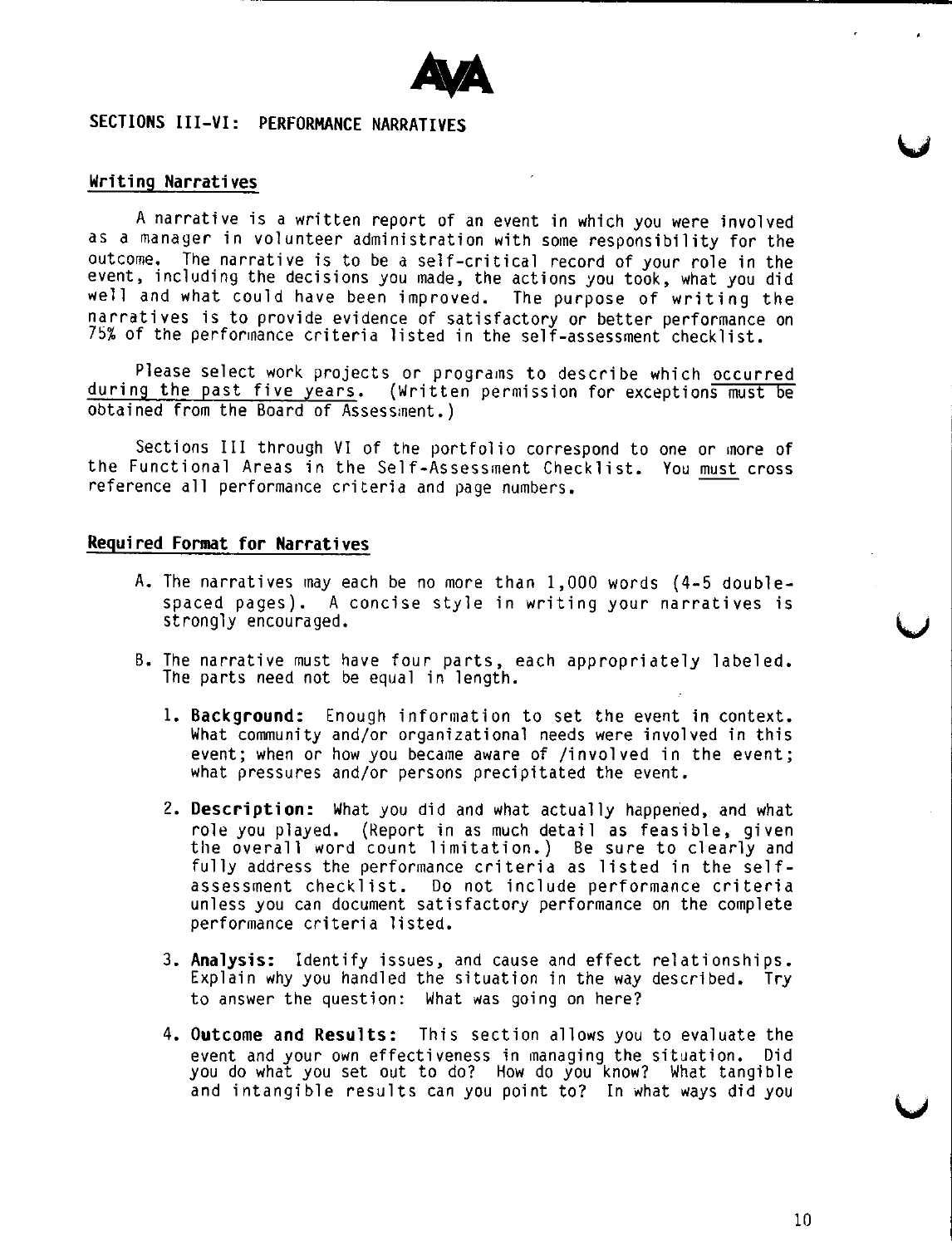AVA

## SECTIONS III-VI: PERFORMANCE NARRATIVES

### Writing Narratives

A narrative is a written report of an event in which you were involved as a manager in volunteer administration with some responsibility for the outcome. The narrative is to be a self-critical record of your role in the event, including the decisions you made, the actions you took, what you did well and what could have been improved. The purpose of writing the narratives is to provide evidence of satisfactory or better performance on 75% of the performance criteria listed in the self-assessment checklist.

Please select work projects or programs to describe which occurred during the past five years. (Written permission for exceptions must be obtained from the Board of Assessment.)

Sections III through VI of the portfolio correspond to one or more of the Functional Areas in the Self-Assessment Checklist. You must cross reference all performance criteria and page numbers.

### Required Format for Narratives

A. The narratives may each be no more than 1,000 words (4-5 double-spaced pages). A concise style in writing your narratives is strongly encouraged.

B. The narrative must have four parts, each appropriately labeled. The parts need not be equal in length.

   1. **Background:** Enough information to set the event in context. What community and/or organizational needs were involved in this event; when or how you became aware of /involved in the event; what pressures and/or persons precipitated the event.

   2. **Description:** What you did and what actually happened, and what role you played. (Report in as much detail as feasible, given the overall word count limitation.) Be sure to clearly and fully address the performance criteria as listed in the self-assessment checklist. Do not include performance criteria unless you can document satisfactory performance on the complete performance criteria listed.

   3. **Analysis:** Identify issues, and cause and effect relationships. Explain why you handled the situation in the way described. Try to answer the question: What was going on here?

   4. **Outcome and Results:** This section allows you to evaluate the event and your own effectiveness in managing the situation. Did you do what you set out to do? How do you know? What tangible and intangible results can you point to? In what ways did you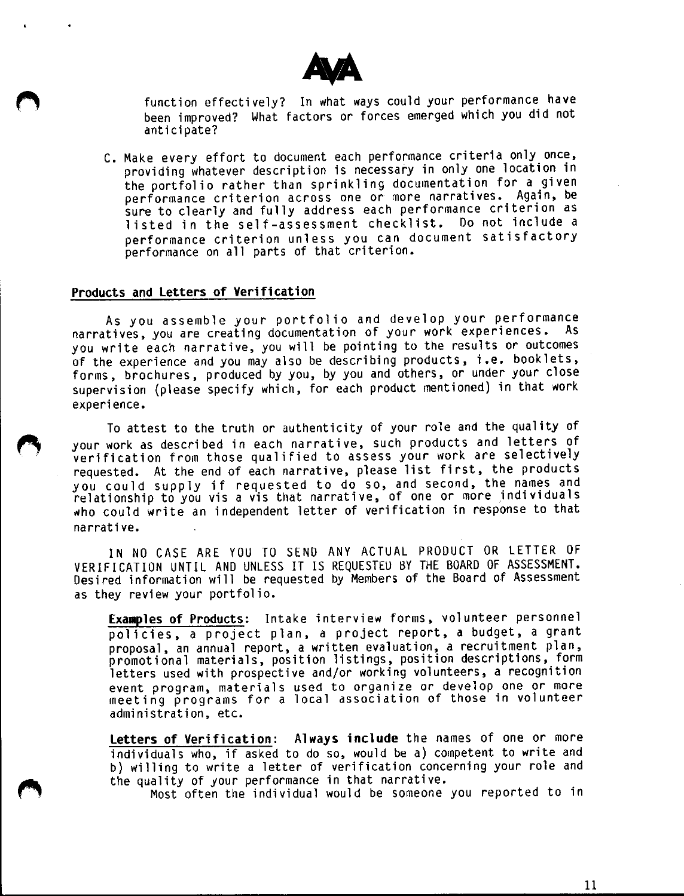function effectively? In what ways could your performance have been improved? What factors or forces emerged which you did not anticipate?

C. Make every effort to document each performance criteria only once, providing whatever description is necessary in only one location in the portfolio rather than sprinkling documentation for a given performance criterion across one or more narratives. Again, be sure to clearly and fully address each performance criterion as listed in the self-assessment checklist. Do not include a performance criterion unless you can document satisfactory performance on all parts of that criterion.

## Products and Letters of Verification

As you assemble your portfolio and develop your performance narratives, you are creating documentation of your work experiences. As you write each narrative, you will be pointing to the results or outcomes of the experience and you may also be describing products, i.e. booklets, forms, brochures, produced by you, by you and others, or under your close supervision (please specify which, for each product mentioned) in that work experience.

To attest to the truth or authenticity of your role and the quality of your work as described in each narrative, such products and letters of verification from those qualified to assess your work are selectively requested. At the end of each narrative, please list first, the products you could supply if requested to do so, and second, the names and relationship to you vis a vis that narrative, of one or more individuals who could write an independent letter of verification in response to that narrative.

IN NO CASE ARE YOU TO SEND ANY ACTUAL PRODUCT OR LETTER OF VERIFICATION UNTIL AND UNLESS IT IS REQUESTED BY THE BOARD OF ASSESSMENT. Desired information will be requested by Members of the Board of Assessment as they review your portfolio.

**Examples of Products**: Intake interview forms, volunteer personnel policies, a project plan, a project report, a budget, a grant proposal, an annual report, a written evaluation, a recruitment plan, promotional materials, position listings, position descriptions, form letters used with prospective and/or working volunteers, a recognition event program, materials used to organize or develop one or more meeting programs for a local association of those in volunteer administration, etc.

**Letters of Verification**: **Always include** the names of one or more individuals who, if asked to do so, would be a) competent to write and b) willing to write a letter of verification concerning your role and the quality of your performance in that narrative.

Most often the individual would be someone you reported to in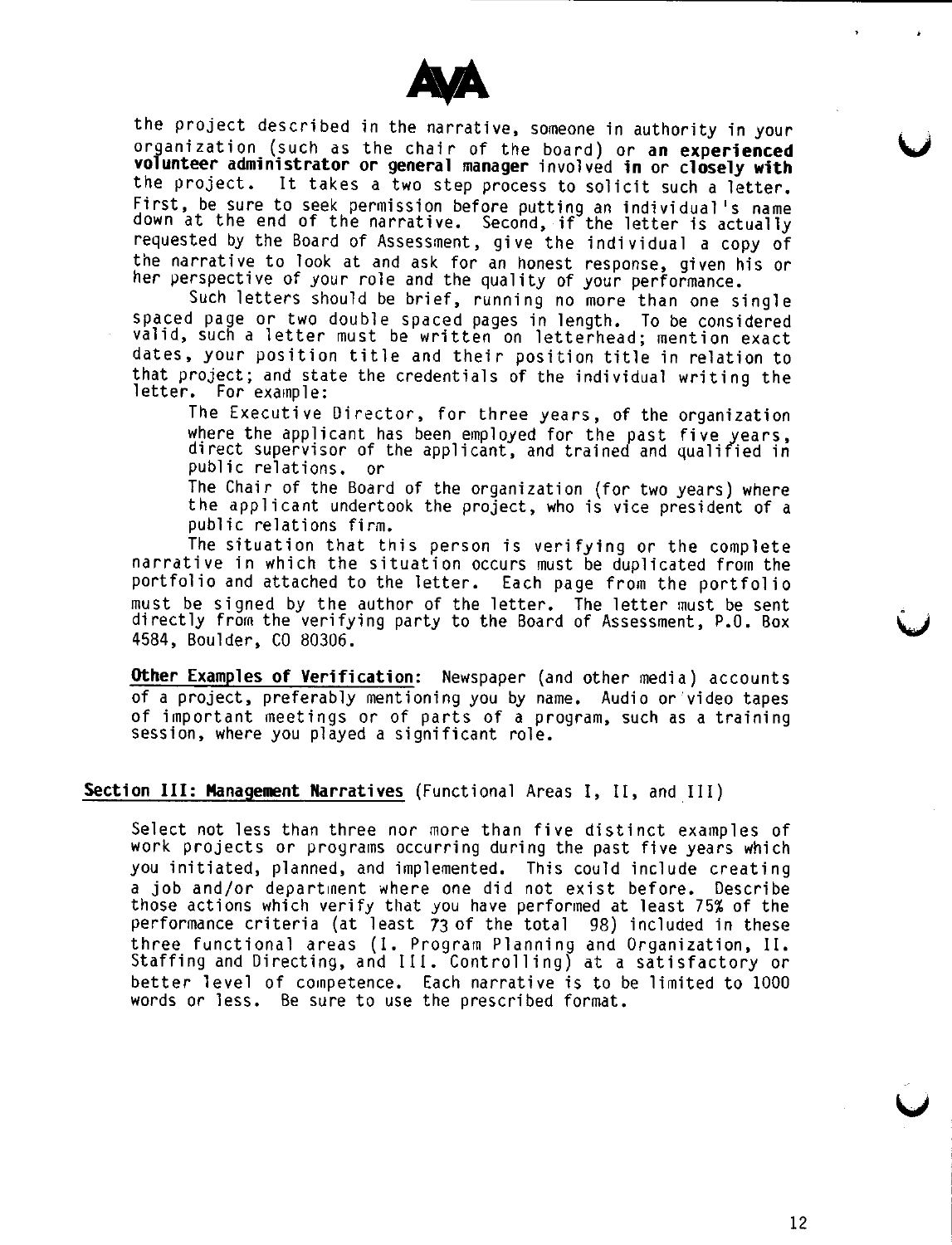the project described in the narrative, someone in authority in your organization (such as the chair of the board) or **an experienced volunteer administrator or general manager** involved **in** or **closely with** the project. It takes a two step process to solicit such a letter. First, be sure to seek permission before putting an individual's name down at the end of the narrative. Second, if the letter is actually requested by the Board of Assessment, give the individual a copy of the narrative to look at and ask for an honest response, given his or her perspective of your role and the quality of your performance.

Such letters should be brief, running no more than one single spaced page or two double spaced pages in length. To be considered valid, such a letter must be written on letterhead; mention exact dates, your position title and their position title in relation to that project; and state the credentials of the individual writing the letter. For example:

> The Executive Director, for three years, of the organization where the applicant has been employed for the past five years, direct supervisor of the applicant, and trained and qualified in public relations. or
>
> The Chair of the Board of the organization (for two years) where the applicant undertook the project, who is vice president of a public relations firm.

The situation that this person is verifying or the complete narrative in which the situation occurs must be duplicated from the portfolio and attached to the letter. Each page from the portfolio must be signed by the author of the letter. The letter must be sent directly from the verifying party to the Board of Assessment, P.O. Box 4584, Boulder, CO 80306.

**Other Examples of Verification**: Newspaper (and other media) accounts of a project, preferably mentioning you by name. Audio or video tapes of important meetings or of parts of a program, such as a training session, where you played a significant role.

## Section III: Management Narratives (Functional Areas I, II, and III)

Select not less than three nor more than five distinct examples of work projects or programs occurring during the past five years which you initiated, planned, and implemented. This could include creating a job and/or department where one did not exist before. Describe those actions which verify that you have performed at least 75% of the performance criteria (at least 73 of the total 98) included in these three functional areas (I. Program Planning and Organization, II. Staffing and Directing, and III. Controlling) at a satisfactory or better level of competence. Each narrative is to be limited to 1000 words or less. Be sure to use the prescribed format.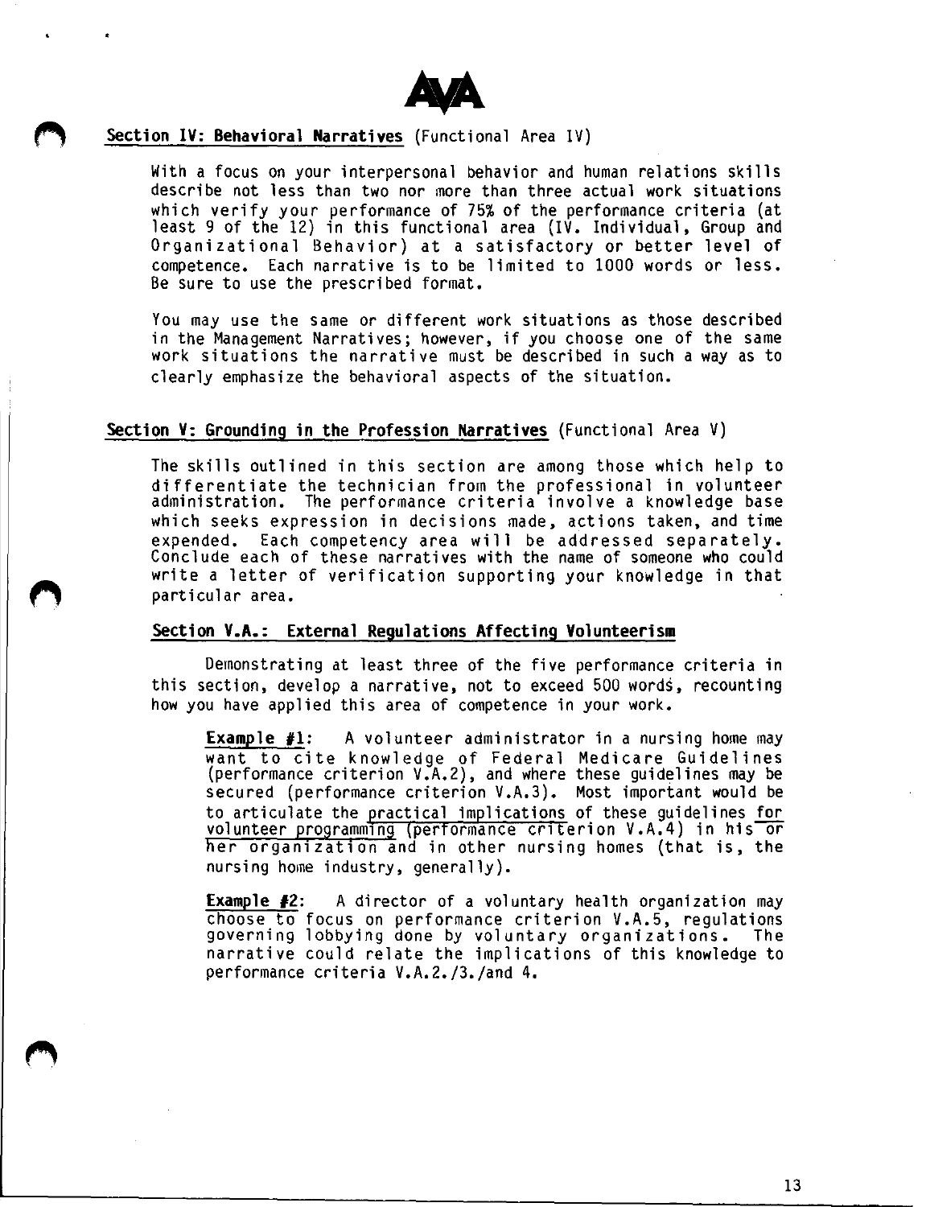## Section IV: Behavioral Narratives (Functional Area IV)

With a focus on your interpersonal behavior and human relations skills describe not less than two nor more than three actual work situations which verify your performance of 75% of the performance criteria (at least 9 of the 12) in this functional area (IV. Individual, Group and Organizational Behavior) at a satisfactory or better level of competence. Each narrative is to be limited to 1000 words or less. Be sure to use the prescribed format.

You may use the same or different work situations as those described in the Management Narratives; however, if you choose one of the same work situations the narrative must be described in such a way as to clearly emphasize the behavioral aspects of the situation.

## Section V: Grounding in the Profession Narratives (Functional Area V)

The skills outlined in this section are among those which help to differentiate the technician from the professional in volunteer administration. The performance criteria involve a knowledge base which seeks expression in decisions made, actions taken, and time expended. Each competency area will be addressed separately. Conclude each of these narratives with the name of someone who could write a letter of verification supporting your knowledge in that particular area.

### Section V.A.: External Regulations Affecting Volunteerism

Demonstrating at least three of the five performance criteria in this section, develop a narrative, not to exceed 500 words, recounting how you have applied this area of competence in your work.

> **Example #1**: A volunteer administrator in a nursing home may want to cite knowledge of Federal Medicare Guidelines (performance criterion V.A.2), and where these guidelines may be secured (performance criterion V.A.3). Most important would be to articulate the practical implications of these guidelines for volunteer programming (performance criterion V.A.4) in his or her organization and in other nursing homes (that is, the nursing home industry, generally).

> **Example #2**: A director of a voluntary health organization may choose to focus on performance criterion V.A.5, regulations governing lobbying done by voluntary organizations. The narrative could relate the implications of this knowledge to performance criteria V.A.2./3./and 4.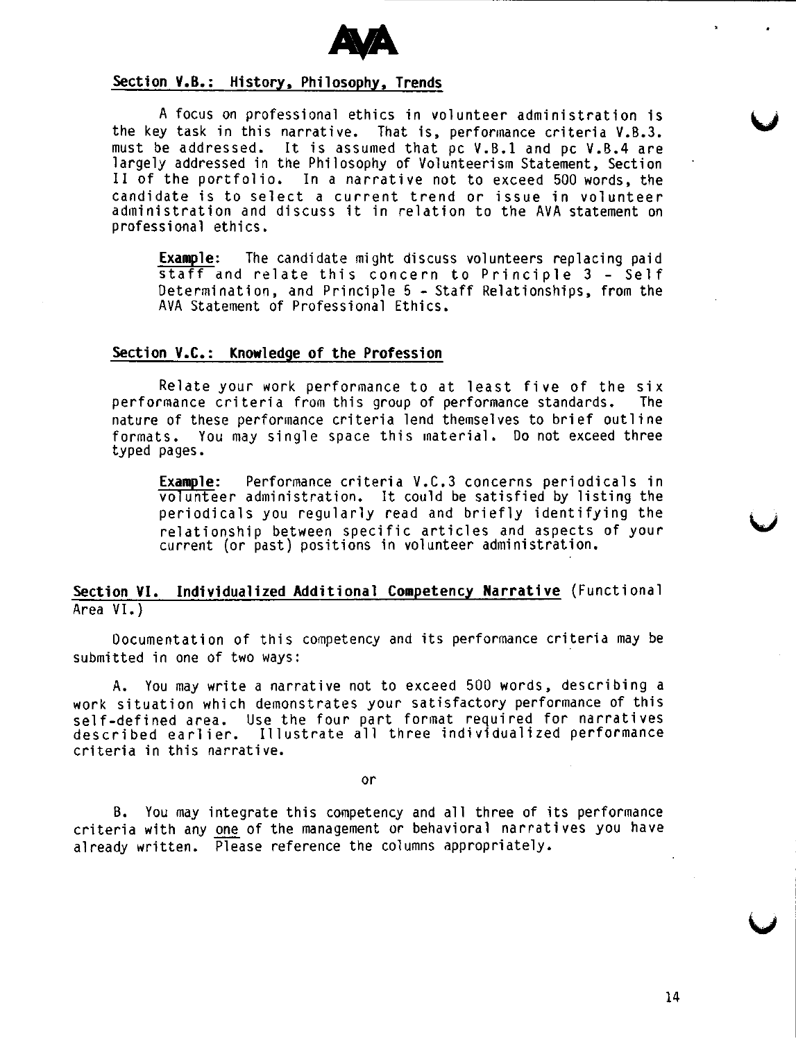## Section V.B.: History, Philosophy, Trends

A focus on professional ethics in volunteer administration is the key task in this narrative. That is, performance criteria V.B.3. must be addressed. It is assumed that pc V.B.1 and pc V.B.4 are largely addressed in the Philosophy of Volunteerism Statement, Section II of the portfolio. In a narrative not to exceed 500 words, the candidate is to select a current trend or issue in volunteer administration and discuss it in relation to the AVA statement on professional ethics.

> **Example**: The candidate might discuss volunteers replacing paid staff and relate this concern to Principle 3 - Self Determination, and Principle 5 - Staff Relationships, from the AVA Statement of Professional Ethics.

## Section V.C.: Knowledge of the Profession

Relate your work performance to at least five of the six performance criteria from this group of performance standards. The nature of these performance criteria lend themselves to brief outline formats. You may single space this material. Do not exceed three typed pages.

> **Example**: Performance criteria V.C.3 concerns periodicals in volunteer administration. It could be satisfied by listing the periodicals you regularly read and briefly identifying the relationship between specific articles and aspects of your current (or past) positions in volunteer administration.

## Section VI. Individualized Additional Competency Narrative (Functional Area VI.)

Documentation of this competency and its performance criteria may be submitted in one of two ways:

A. You may write a narrative not to exceed 500 words, describing a work situation which demonstrates your satisfactory performance of this self-defined area. Use the four part format required for narratives described earlier. Illustrate all three individualized performance criteria in this narrative.

or

B. You may integrate this competency and all three of its performance criteria with any one of the management or behavioral narratives you have already written. Please reference the columns appropriately.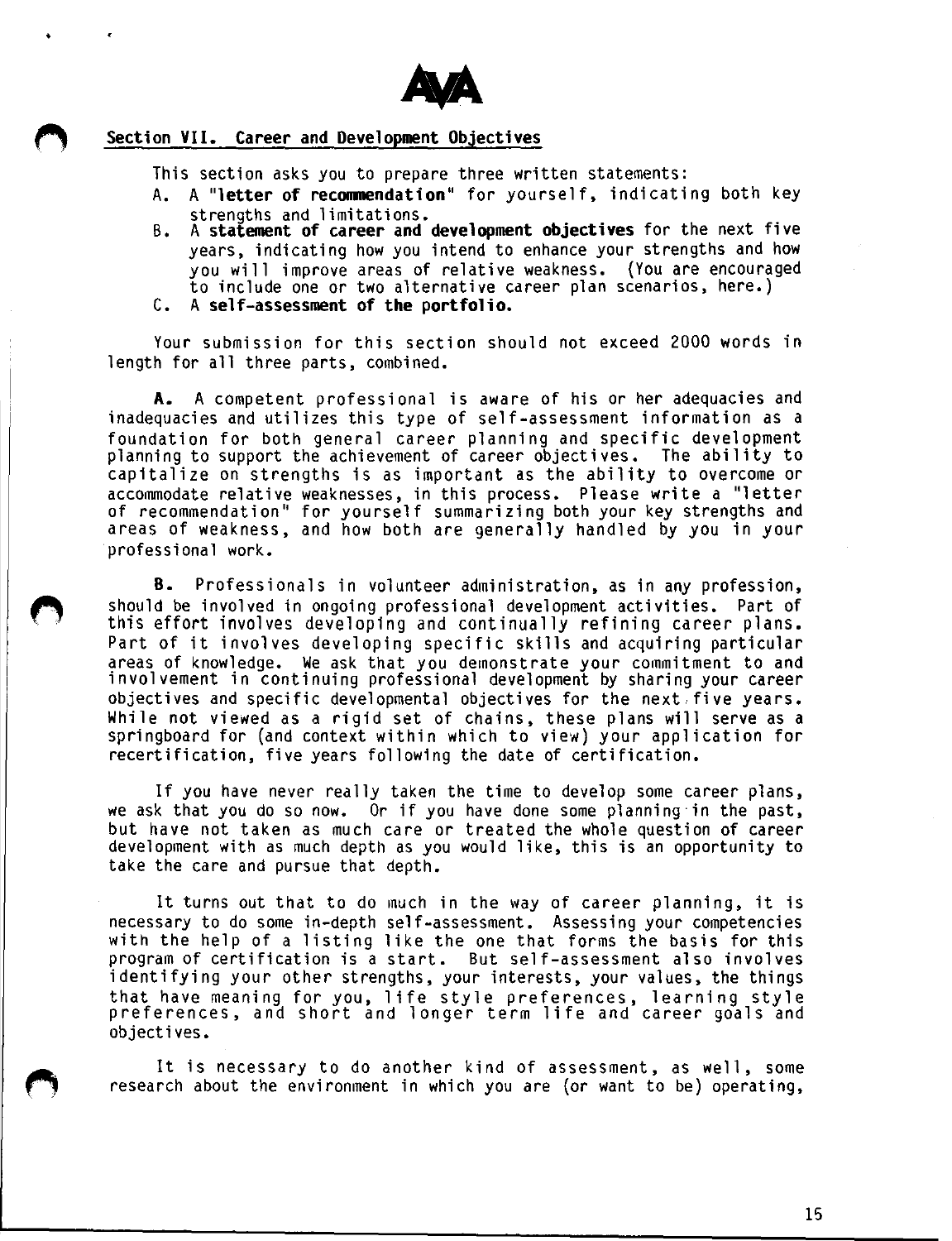## Section VII. Career and Development Objectives

This section asks you to prepare three written statements:

A. A "**letter of recommendation**" for yourself, indicating both key strengths and limitations.

B. A **statement of career and development objectives** for the next five years, indicating how you intend to enhance your strengths and how you will improve areas of relative weakness. (You are encouraged to include one or two alternative career plan scenarios, here.)

C. A **self-assessment of the portfolio.**

Your submission for this section should not exceed 2000 words in length for all three parts, combined.

**A.** A competent professional is aware of his or her adequacies and inadequacies and utilizes this type of self-assessment information as a foundation for both general career planning and specific development planning to support the achievement of career objectives. The ability to capitalize on strengths is as important as the ability to overcome or accommodate relative weaknesses, in this process. Please write a "letter of recommendation" for yourself summarizing both your key strengths and areas of weakness, and how both are generally handled by you in your professional work.

**B.** Professionals in volunteer administration, as in any profession, should be involved in ongoing professional development activities. Part of this effort involves developing and continually refining career plans. Part of it involves developing specific skills and acquiring particular areas of knowledge. We ask that you demonstrate your commitment to and involvement in continuing professional development by sharing your career objectives and specific developmental objectives for the next five years. While not viewed as a rigid set of chains, these plans will serve as a springboard for (and context within which to view) your application for recertification, five years following the date of certification.

If you have never really taken the time to develop some career plans, we ask that you do so now. Or if you have done some planning in the past, but have not taken as much care or treated the whole question of career development with as much depth as you would like, this is an opportunity to take the care and pursue that depth.

It turns out that to do much in the way of career planning, it is necessary to do some in-depth self-assessment. Assessing your competencies with the help of a listing like the one that forms the basis for this program of certification is a start. But self-assessment also involves identifying your other strengths, your interests, your values, the things that have meaning for you, life style preferences, learning style preferences, and short and longer term life and career goals and objectives.

It is necessary to do another kind of assessment, as well, some research about the environment in which you are (or want to be) operating,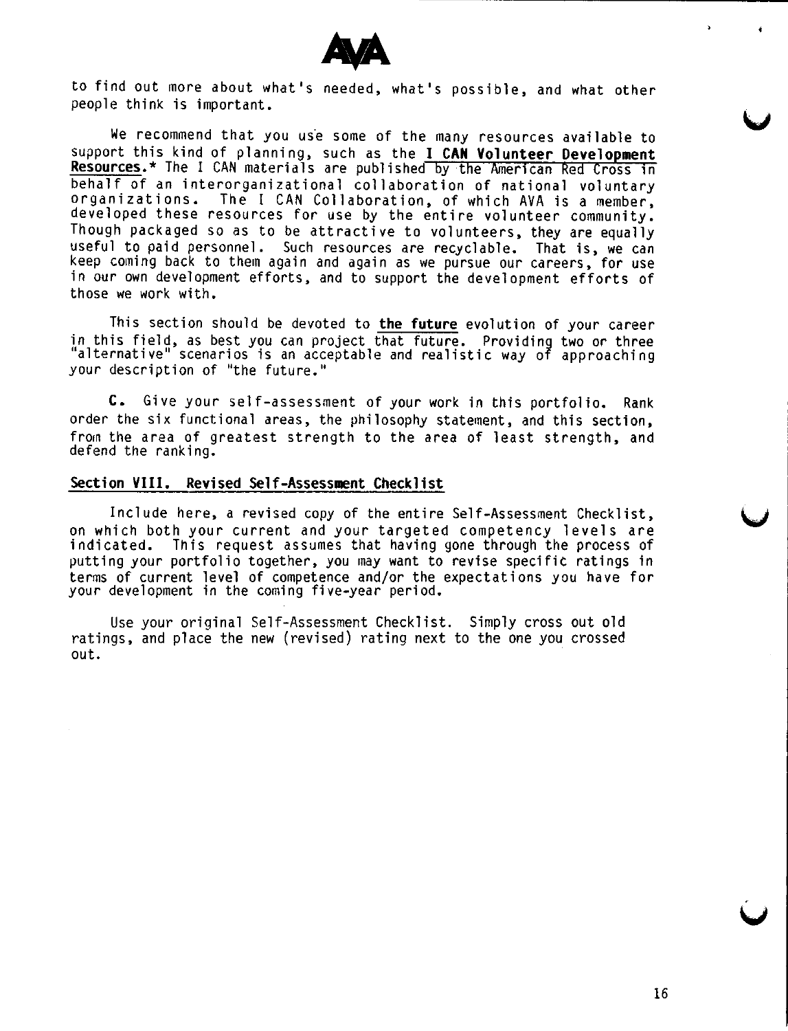to find out more about what's needed, what's possible, and what other people think is important.

We recommend that you use some of the many resources available to support this kind of planning, such as the **I CAN Volunteer Development Resources**.* The I CAN materials are published by the American Red Cross in behalf of an interorganizational collaboration of national voluntary organizations. The I CAN Collaboration, of which AVA is a member, developed these resources for use by the entire volunteer community. Though packaged so as to be attractive to volunteers, they are equally useful to paid personnel. Such resources are recyclable. That is, we can keep coming back to them again and again as we pursue our careers, for use in our own development efforts, and to support the development efforts of those we work with.

This section should be devoted to **the future** evolution of your career in this field, as best you can project that future. Providing two or three "alternative" scenarios is an acceptable and realistic way of approaching your description of "the future."

**C.** Give your self-assessment of your work in this portfolio. Rank order the six functional areas, the philosophy statement, and this section, from the area of greatest strength to the area of least strength, and defend the ranking.

## Section VIII. Revised Self-Assessment Checklist

Include here, a revised copy of the entire Self-Assessment Checklist, on which both your current and your targeted competency levels are indicated. This request assumes that having gone through the process of putting your portfolio together, you may want to revise specific ratings in terms of current level of competence and/or the expectations you have for your development in the coming five-year period.

Use your original Self-Assessment Checklist. Simply cross out old ratings, and place the new (revised) rating next to the one you crossed out.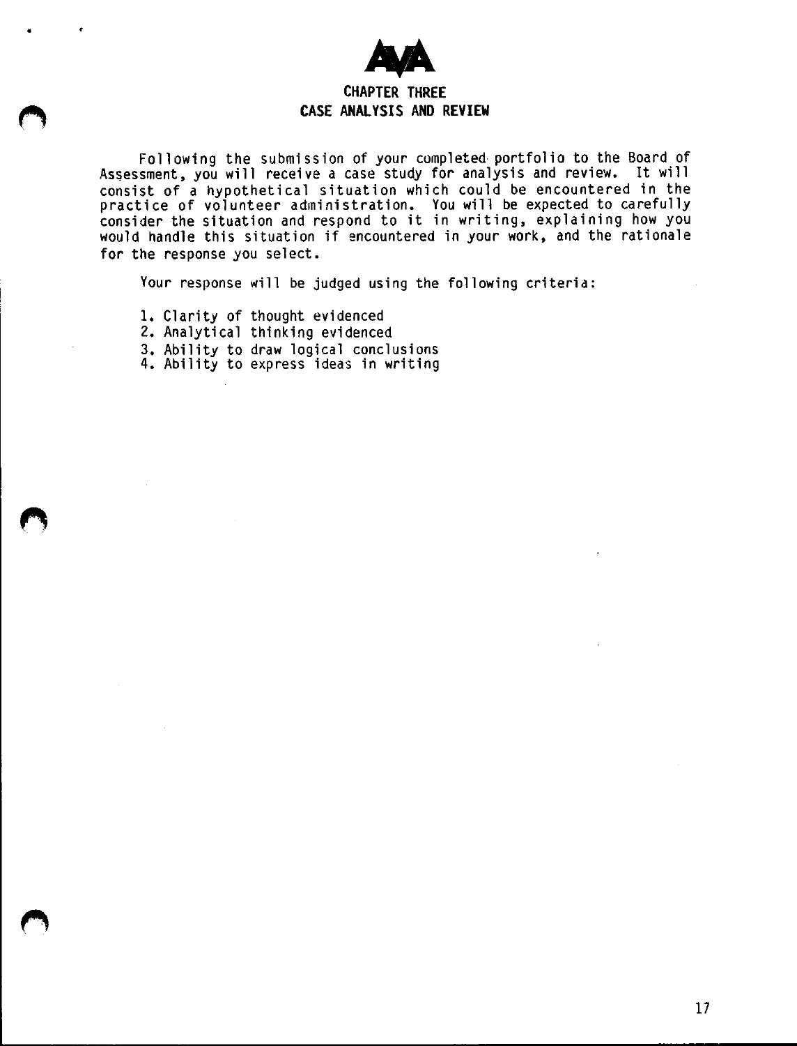# CHAPTER THREE
## CASE ANALYSIS AND REVIEW

Following the submission of your completed portfolio to the Board of Assessment, you will receive a case study for analysis and review. It will consist of a hypothetical situation which could be encountered in the practice of volunteer administration. You will be expected to carefully consider the situation and respond to it in writing, explaining how you would handle this situation if encountered in your work, and the rationale for the response you select.

Your response will be judged using the following criteria:

1. Clarity of thought evidenced
2. Analytical thinking evidenced
3. Ability to draw logical conclusions
4. Ability to express ideas in writing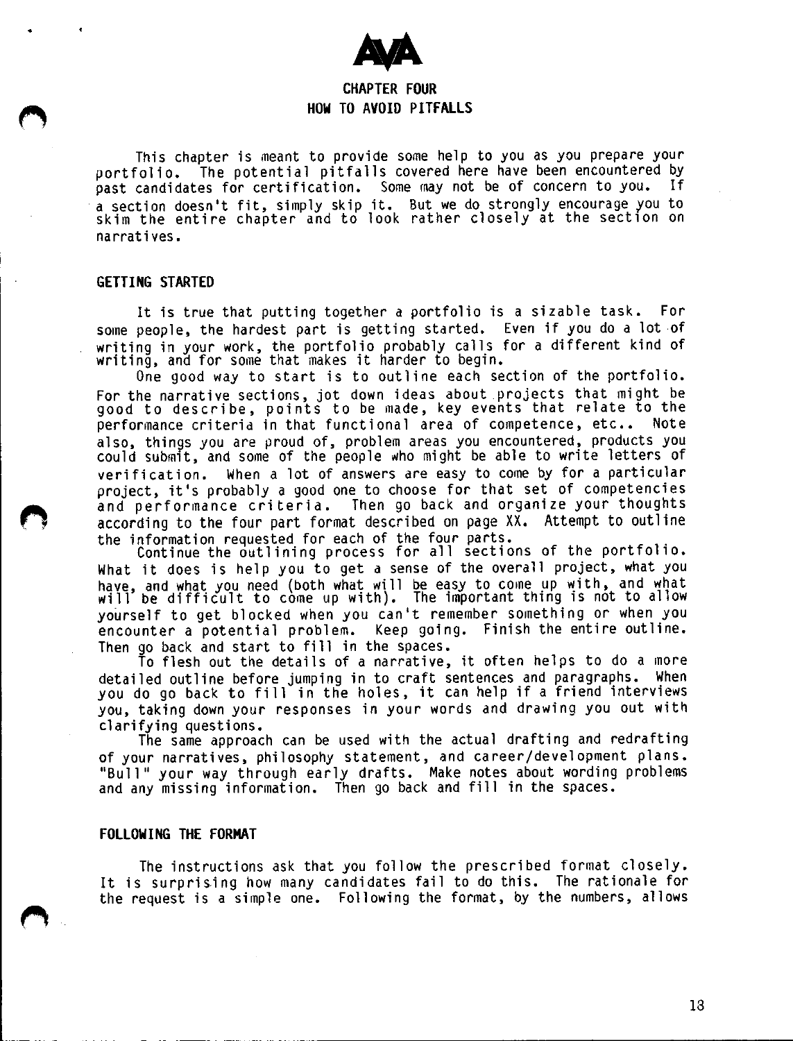AVA

# CHAPTER FOUR
# HOW TO AVOID PITFALLS

This chapter is meant to provide some help to you as you prepare your portfolio. The potential pitfalls covered here have been encountered by past candidates for certification. Some may not be of concern to you. If a section doesn't fit, simply skip it. But we do strongly encourage you to skim the entire chapter and to look rather closely at the section on narratives.

## GETTING STARTED

It is true that putting together a portfolio is a sizable task. For some people, the hardest part is getting started. Even if you do a lot of writing in your work, the portfolio probably calls for a different kind of writing, and for some that makes it harder to begin.

One good way to start is to outline each section of the portfolio. For the narrative sections, jot down ideas about projects that might be good to describe, points to be made, key events that relate to the performance criteria in that functional area of competence, etc.. Note also, things you are proud of, problem areas you encountered, products you could submit, and some of the people who might be able to write letters of verification. When a lot of answers are easy to come by for a particular project, it's probably a good one to choose for that set of competencies and performance criteria. Then go back and organize your thoughts according to the four part format described on page XX. Attempt to outline the information requested for each of the four parts.

Continue the outlining process for all sections of the portfolio. What it does is help you to get a sense of the overall project, what you have, and what you need (both what will be easy to come up with, and what will be difficult to come up with). The important thing is not to allow yourself to get blocked when you can't remember something or when you encounter a potential problem. Keep going. Finish the entire outline. Then go back and start to fill in the spaces.

To flesh out the details of a narrative, it often helps to do a more detailed outline before jumping in to craft sentences and paragraphs. When you do go back to fill in the holes, it can help if a friend interviews you, taking down your responses in your words and drawing you out with clarifying questions.

The same approach can be used with the actual drafting and redrafting of your narratives, philosophy statement, and career/development plans. "Bull" your way through early drafts. Make notes about wording problems and any missing information. Then go back and fill in the spaces.

## FOLLOWING THE FORMAT

The instructions ask that you follow the prescribed format closely. It is surprising how many candidates fail to do this. The rationale for the request is a simple one. Following the format, by the numbers, allows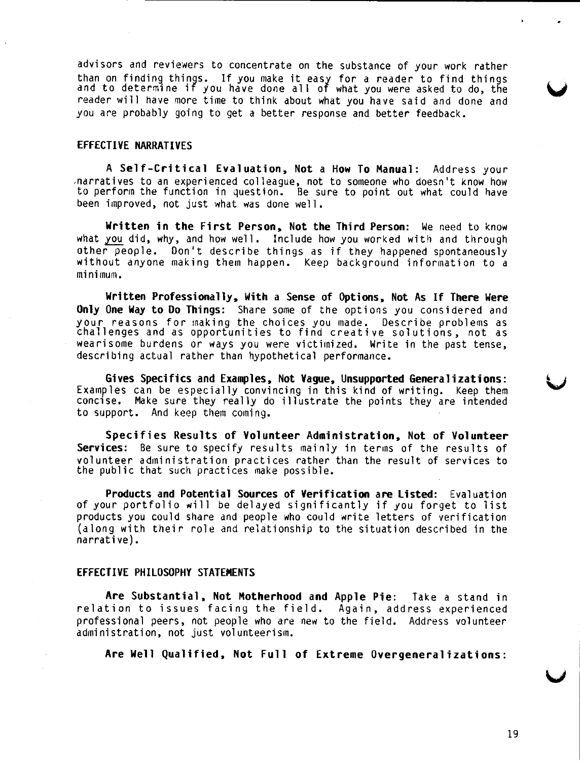advisors and reviewers to concentrate on the substance of your work rather than on finding things. If you make it easy for a reader to find things and to determine if you have done all of what you were asked to do, the reader will have more time to think about what you have said and done and you are probably going to get a better response and better feedback.

## EFFECTIVE NARRATIVES

**A Self-Critical Evaluation, Not a How To Manual:** Address your narratives to an experienced colleague, not to someone who doesn't know how to perform the function in question. Be sure to point out what could have been improved, not just what was done well.

**Written in the First Person, Not the Third Person:** We need to know what you did, why, and how well. Include how you worked with and through other people. Don't describe things as if they happened spontaneously without anyone making them happen. Keep background information to a minimum.

**Written Professionally, With a Sense of Options, Not As If There Were Only One Way to Do Things:** Share some of the options you considered and your reasons for making the choices you made. Describe problems as challenges and as opportunities to find creative solutions, not as wearisome burdens or ways you were victimized. Write in the past tense, describing actual rather than hypothetical performance.

**Gives Specifics and Examples, Not Vague, Unsupported Generalizations:** Examples can be especially convincing in this kind of writing. Keep them concise. Make sure they really do illustrate the points they are intended to support. And keep them coming.

**Specifies Results of Volunteer Administration, Not of Volunteer Services:** Be sure to specify results mainly in terms of the results of volunteer administration practices rather than the result of services to the public that such practices make possible.

**Products and Potential Sources of Verification are Listed:** Evaluation of your portfolio will be delayed significantly if you forget to list products you could share and people who could write letters of verification (along with their role and relationship to the situation described in the narrative).

## EFFECTIVE PHILOSOPHY STATEMENTS

**Are Substantial, Not Motherhood and Apple Pie:** Take a stand in relation to issues facing the field. Again, address experienced professional peers, not people who are new to the field. Address volunteer administration, not just volunteerism.

**Are Well Qualified, Not Full of Extreme Overgeneralizations:**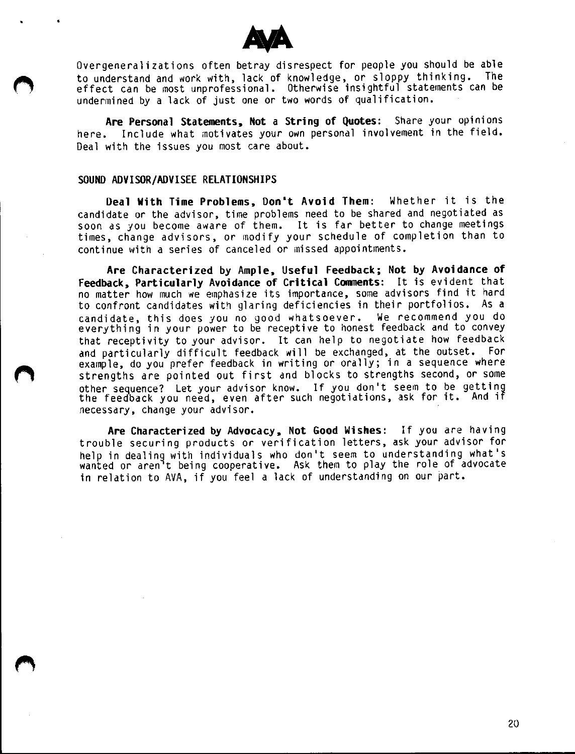Overgeneralizations often betray disrespect for people you should be able to understand and work with, lack of knowledge, or sloppy thinking. The effect can be most unprofessional. Otherwise insightful statements can be undermined by a lack of just one or two words of qualification.

**Are Personal Statements, Not a String of Quotes**: Share your opinions here. Include what motivates your own personal involvement in the field. Deal with the issues you most care about.

## SOUND ADVISOR/ADVISEE RELATIONSHIPS

**Deal With Time Problems, Don't Avoid Them**: Whether it is the candidate or the advisor, time problems need to be shared and negotiated as soon as you become aware of them. It is far better to change meetings times, change advisors, or modify your schedule of completion than to continue with a series of canceled or missed appointments.

**Are Characterized by Ample, Useful Feedback; Not by Avoidance of Feedback, Particularly Avoidance of Critical Comments**: It is evident that no matter how much we emphasize its importance, some advisors find it hard to confront candidates with glaring deficiencies in their portfolios. As a candidate, this does you no good whatsoever. We recommend you do everything in your power to be receptive to honest feedback and to convey that receptivity to your advisor. It can help to negotiate how feedback and particularly difficult feedback will be exchanged, at the outset. For example, do you prefer feedback in writing or orally; in a sequence where strengths are pointed out first and blocks to strengths second, or some other sequence? Let your advisor know. If you don't seem to be getting the feedback you need, even after such negotiations, ask for it. And if necessary, change your advisor.

**Are Characterized by Advocacy, Not Good Wishes**: If you are having trouble securing products or verification letters, ask your advisor for help in dealing with individuals who don't seem to understanding what's wanted or aren't being cooperative. Ask them to play the role of advocate in relation to AVA, if you feel a lack of understanding on our part.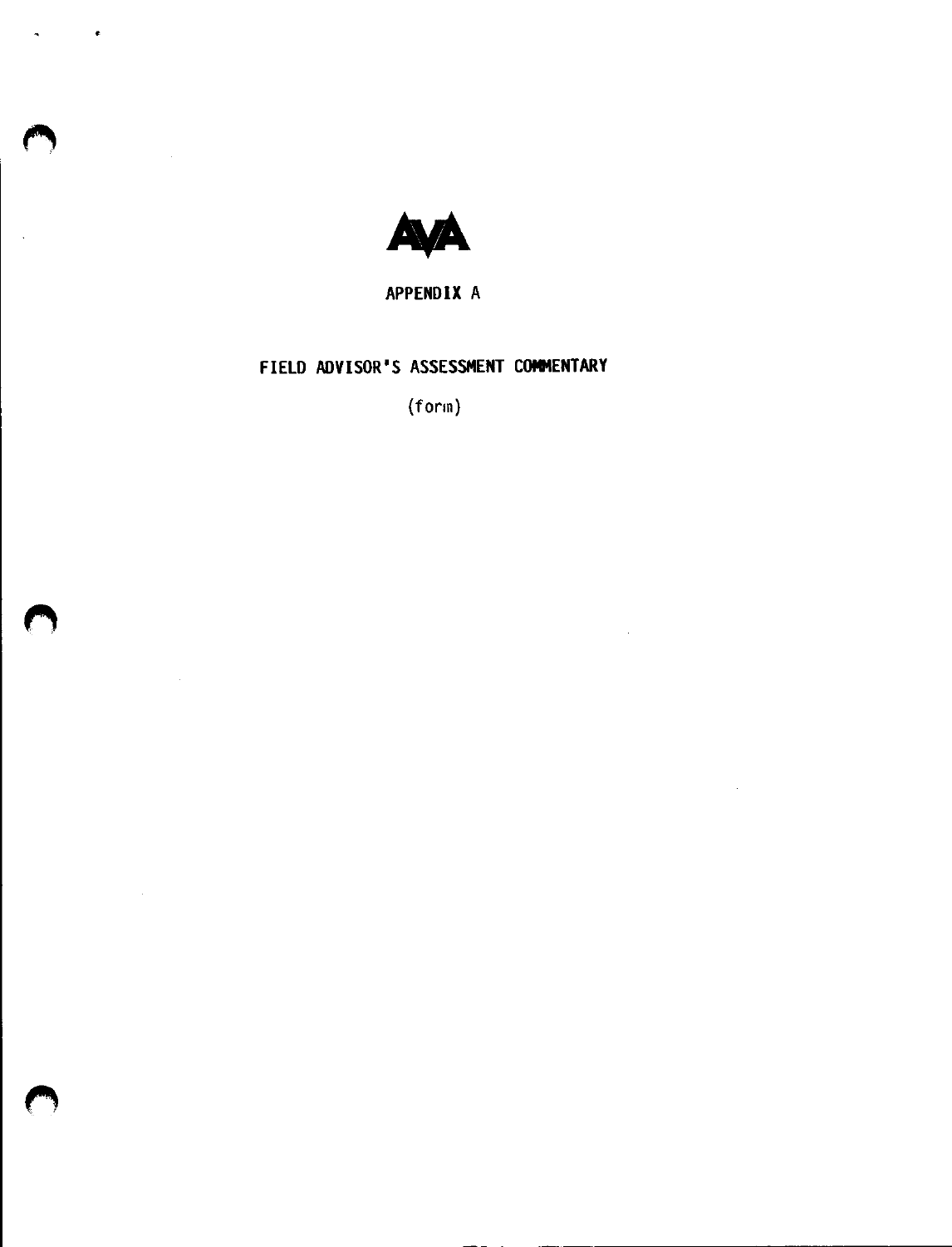AVA

# APPENDIX A

## FIELD ADVISOR'S ASSESSMENT COMMENTARY

(form)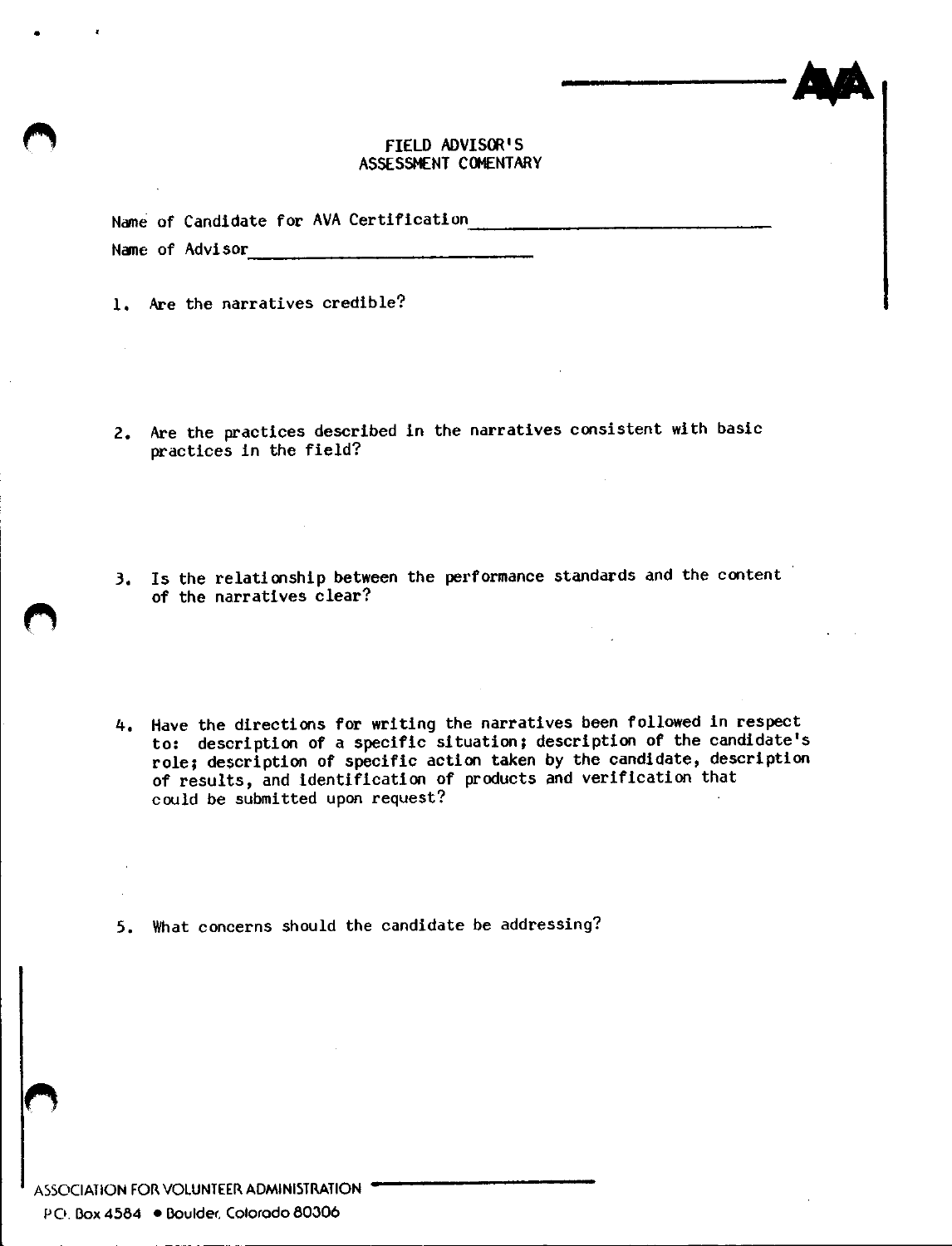AVA

# FIELD ADVISOR'S ASSESSMENT COMENTARY

Name of Candidate for AVA Certification \_\_\_\_\_\_\_\_\_\_\_\_\_\_\_\_\_\_\_\_\_\_\_\_\_\_\_\_

Name of Advisor \_\_\_\_\_\_\_\_\_\_\_\_\_\_\_\_\_\_\_\_\_\_\_\_\_\_\_\_

1. Are the narratives credible?

2. Are the practices described in the narratives consistent with basic practices in the field?

3. Is the relationship between the performance standards and the content of the narratives clear?

4. Have the directions for writing the narratives been followed in respect to: description of a specific situation; description of the candidate's role; description of specific action taken by the candidate, description of results, and identification of products and verification that could be submitted upon request?

5. What concerns should the candidate be addressing?

ASSOCIATION FOR VOLUNTEER ADMINISTRATION

P.O. Box 4584 • Boulder, Colorado 80306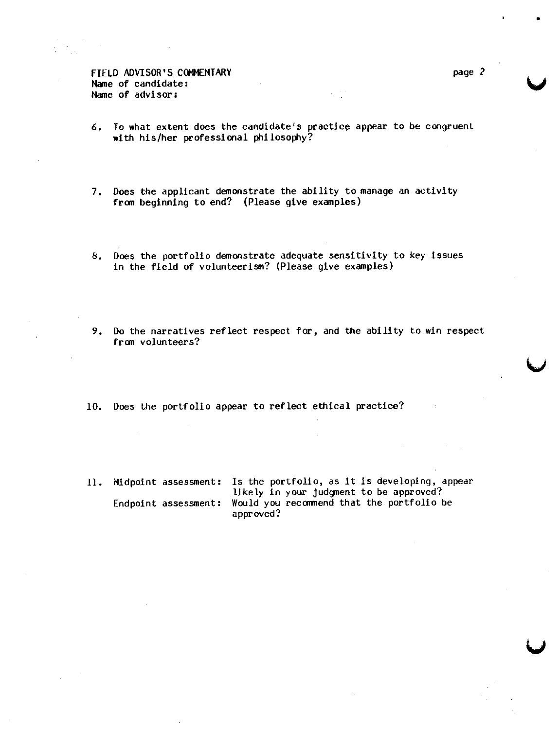FIELD ADVISOR'S COMMENTARY
Name of candidate:
Name of advisor:

6. To what extent does the candidate's practice appear to be congruent with his/her professional philosophy?

7. Does the applicant demonstrate the ability to manage an activity from beginning to end? (Please give examples)

8. Does the portfolio demonstrate adequate sensitivity to key issues in the field of volunteerism? (Please give examples)

9. Do the narratives reflect respect for, and the ability to win respect from volunteers?

10. Does the portfolio appear to reflect ethical practice?

11. Midpoint assessment: Is the portfolio, as it is developing, appear likely in your judgment to be approved?
    Endpoint assessment: Would you recommend that the portfolio be approved?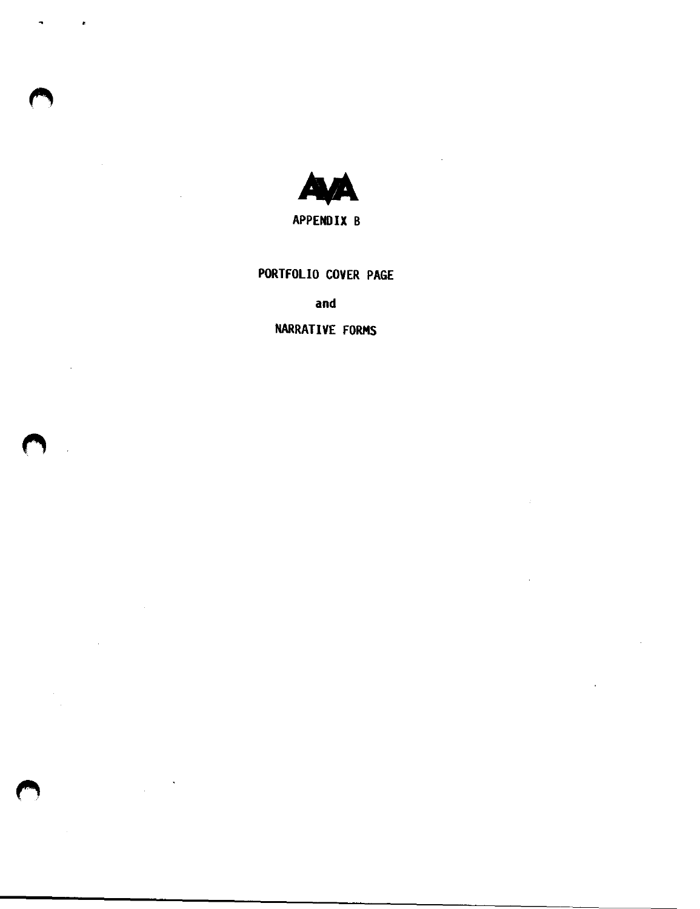AVA

# APPENDIX B

## PORTFOLIO COVER PAGE

**and**

## NARRATIVE FORMS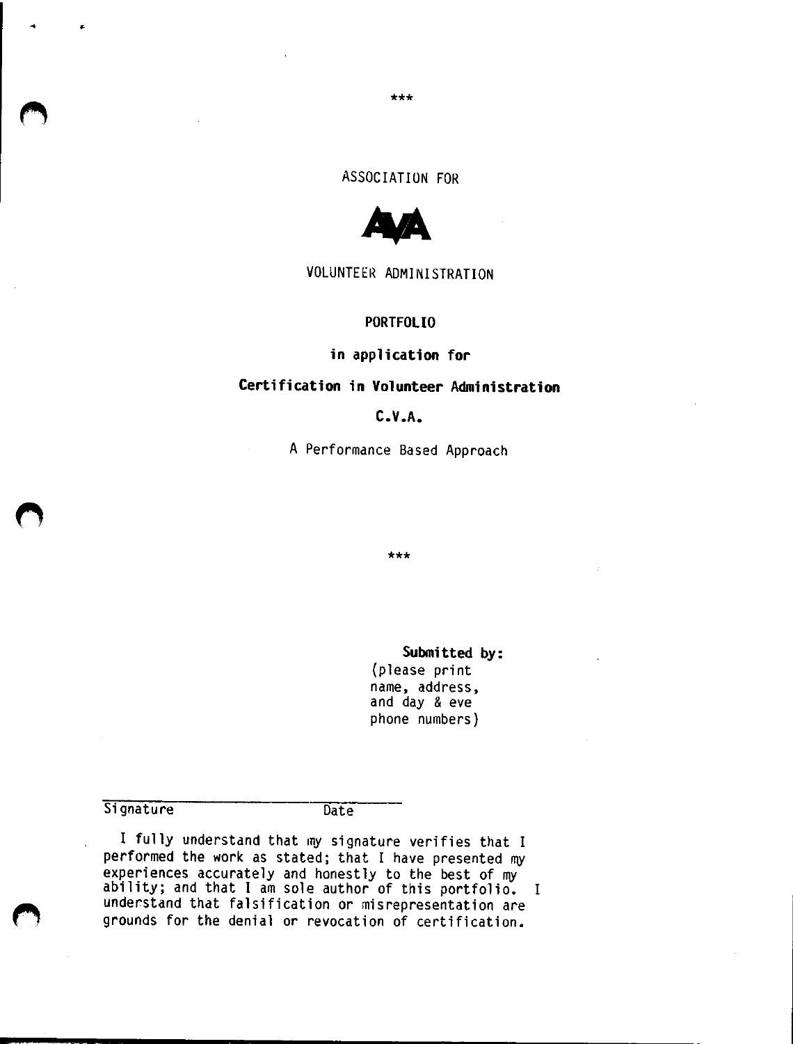\*\*\*

ASSOCIATION FOR

AVA

VOLUNTEER ADMINISTRATION

**PORTFOLIO**

**in application for**

**Certification in Volunteer Administration**

**C.V.A.**

A Performance Based Approach

\*\*\*

**Submitted by:**
(please print name, address, and day & eve phone numbers)

Signature Date

I fully understand that my signature verifies that I performed the work as stated; that I have presented my experiences accurately and honestly to the best of my ability; and that I am sole author of this portfolio. I understand that falsification or misrepresentation are grounds for the denial or revocation of certification.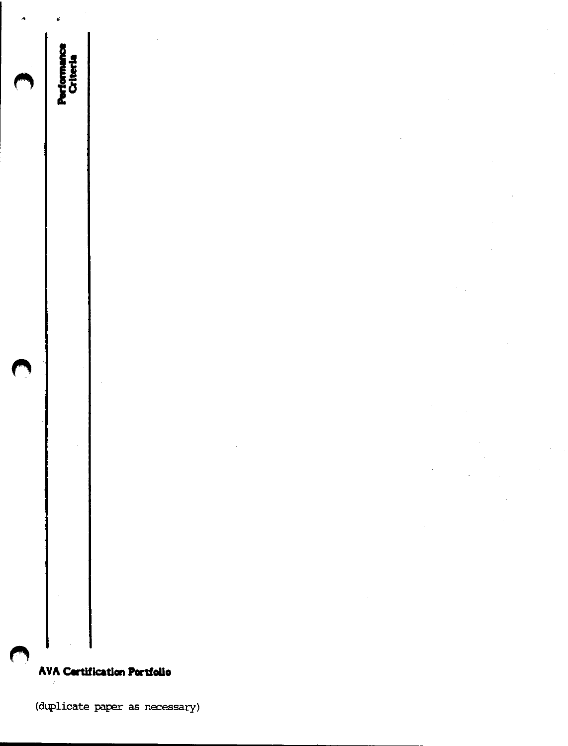Performance Criteria

**AVA Certification Portfolio**

(duplicate paper as necessary)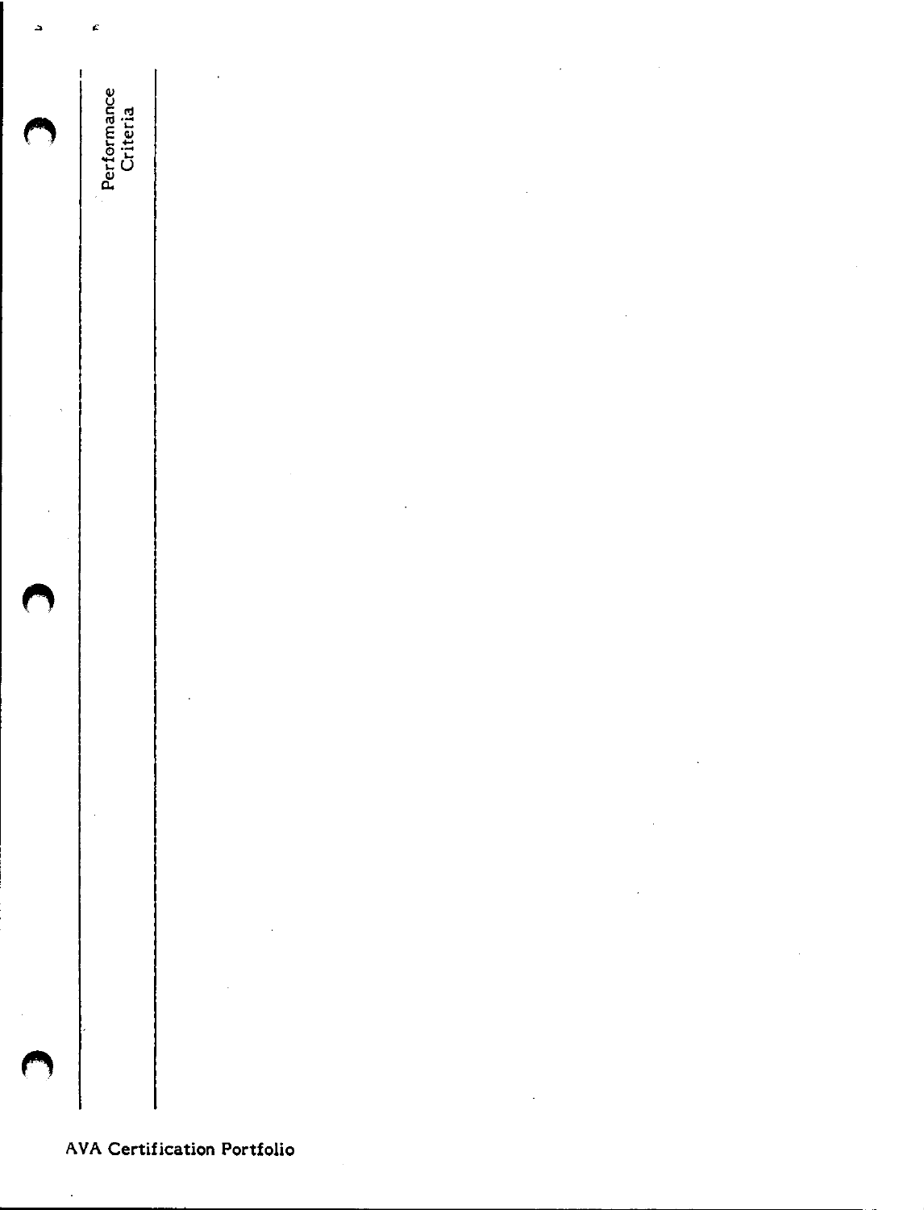Performance Criteria

AVA Certification Portfolio